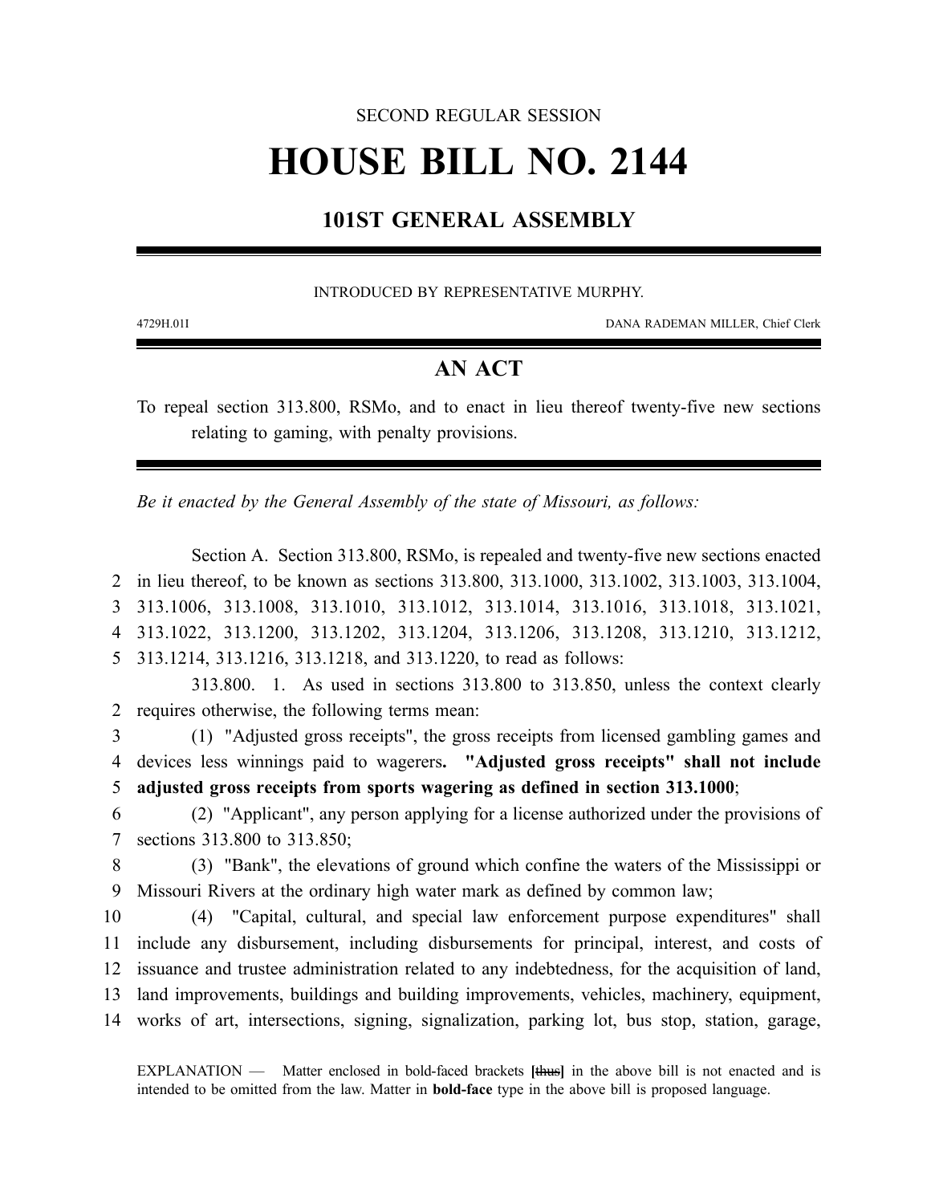SECOND REGULAR SESSION

# HOUSE BILL NO. 2144

## 101ST GENERAL ASSEMBLY

INTRODUCED BY REPRESENTATIVE MURPHY.

4729H.01I DANA RADEMAN MILLER, Chief Clerk

## AN ACT

To repeal section 313.800, RSMo, and to enact in lieu thereof twenty-five new sections relating to gaming, with penalty provisions.

*Be it enacted by the General Assembly of the state of Missouri, as follows:*

Section A. Section 313.800, RSMo, is repealed and twenty-five new sections enacted in lieu thereof, to be known as sections 313.800, 313.1000, 313.1002, 313.1003, 313.1004, 313.1006, 313.1008, 313.1010, 313.1012, 313.1014, 313.1016, 313.1018, 313.1021, 313.1022, 313.1200, 313.1202, 313.1204, 313.1206, 313.1208, 313.1210, 313.1212, 313.1214, 313.1216, 313.1218, and 313.1220, to read as follows:

313.800. 1. As used in sections 313.800 to 313.850, unless the context clearly requires otherwise, the following terms mean:

(1) "Adjusted gross receipts", the gross receipts from licensed gambling games and devices less winnings paid to wagerers**. "Adjusted gross receipts" shall not include adjusted gross receipts from sports wagering as defined in section 313.1000**;

(2) "Applicant", any person applying for a license authorized under the provisions of sections 313.800 to 313.850;

(3) "Bank", the elevations of ground which confine the waters of the Mississippi or Missouri Rivers at the ordinary high water mark as defined by common law;

(4) "Capital, cultural, and special law enforcement purpose expenditures" shall include any disbursement, including disbursements for principal, interest, and costs of issuance and trustee administration related to any indebtedness, for the acquisition of land, land improvements, buildings and building improvements, vehicles, machinery, equipment, works of art, intersections, signing, signalization, parking lot, bus stop, station, garage,

EXPLANATION — Matter enclosed in bold-faced brackets **[~~thus~~]** in the above bill is not enacted and is intended to be omitted from the law. Matter in **bold-face** type in the above bill is proposed language.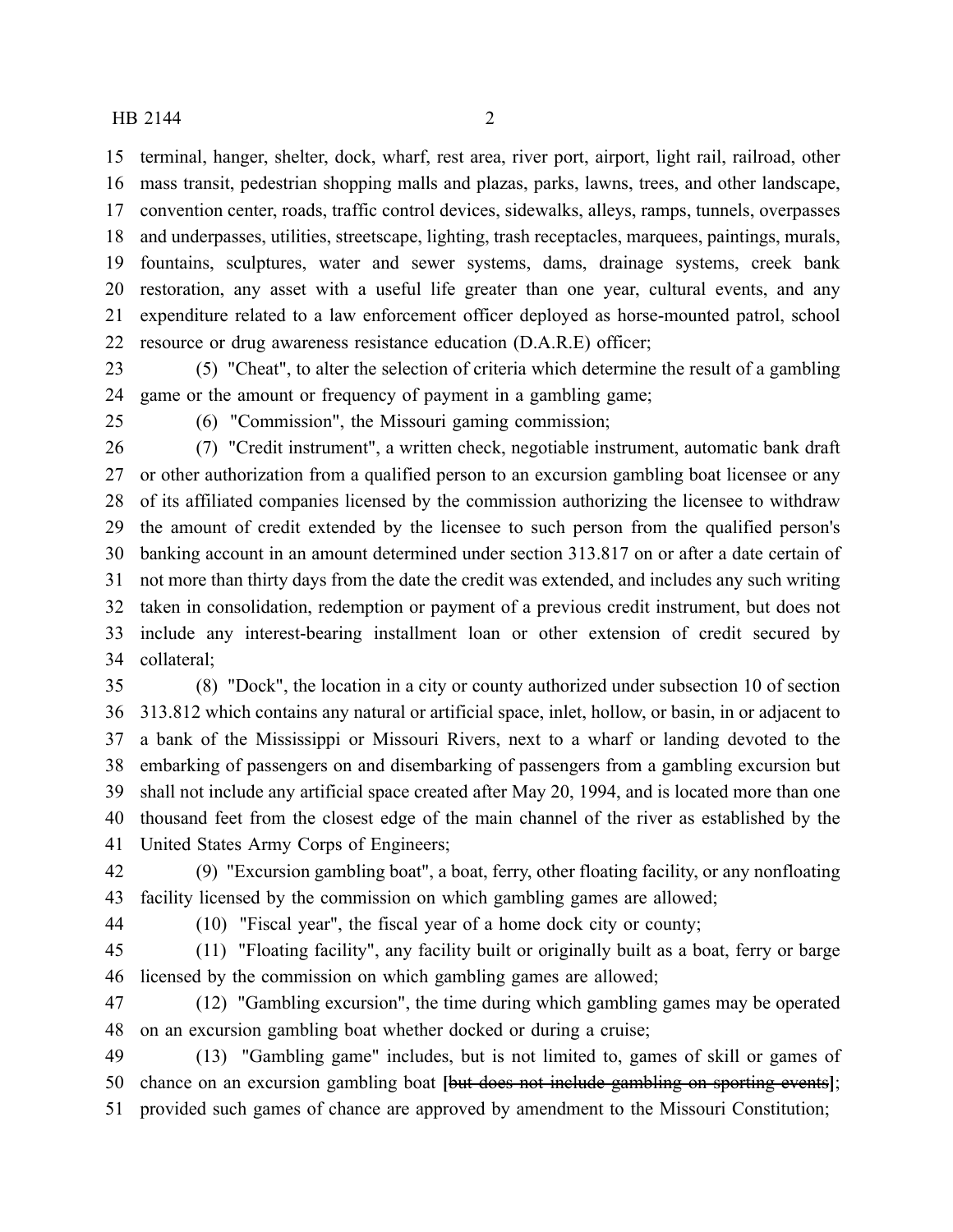terminal, hanger, shelter, dock, wharf, rest area, river port, airport, light rail, railroad, other mass transit, pedestrian shopping malls and plazas, parks, lawns, trees, and other landscape, convention center, roads, traffic control devices, sidewalks, alleys, ramps, tunnels, overpasses and underpasses, utilities, streetscape, lighting, trash receptacles, marquees, paintings, murals, fountains, sculptures, water and sewer systems, dams, drainage systems, creek bank restoration, any asset with a useful life greater than one year, cultural events, and any expenditure related to a law enforcement officer deployed as horse-mounted patrol, school resource or drug awareness resistance education (D.A.R.E) officer;

(5) "Cheat", to alter the selection of criteria which determine the result of a gambling game or the amount or frequency of payment in a gambling game;

(6) "Commission", the Missouri gaming commission;

(7) "Credit instrument", a written check, negotiable instrument, automatic bank draft or other authorization from a qualified person to an excursion gambling boat licensee or any of its affiliated companies licensed by the commission authorizing the licensee to withdraw the amount of credit extended by the licensee to such person from the qualified person's banking account in an amount determined under section 313.817 on or after a date certain of not more than thirty days from the date the credit was extended, and includes any such writing taken in consolidation, redemption or payment of a previous credit instrument, but does not include any interest-bearing installment loan or other extension of credit secured by collateral;

(8) "Dock", the location in a city or county authorized under subsection 10 of section 313.812 which contains any natural or artificial space, inlet, hollow, or basin, in or adjacent to a bank of the Mississippi or Missouri Rivers, next to a wharf or landing devoted to the embarking of passengers on and disembarking of passengers from a gambling excursion but shall not include any artificial space created after May 20, 1994, and is located more than one thousand feet from the closest edge of the main channel of the river as established by the United States Army Corps of Engineers;

(9) "Excursion gambling boat", a boat, ferry, other floating facility, or any nonfloating facility licensed by the commission on which gambling games are allowed;

(10) "Fiscal year", the fiscal year of a home dock city or county;

(11) "Floating facility", any facility built or originally built as a boat, ferry or barge licensed by the commission on which gambling games are allowed;

(12) "Gambling excursion", the time during which gambling games may be operated on an excursion gambling boat whether docked or during a cruise;

(13) "Gambling game" includes, but is not limited to, games of skill or games of chance on an excursion gambling boat **[**~~but does not include gambling on sporting events~~**]**; provided such games of chance are approved by amendment to the Missouri Constitution;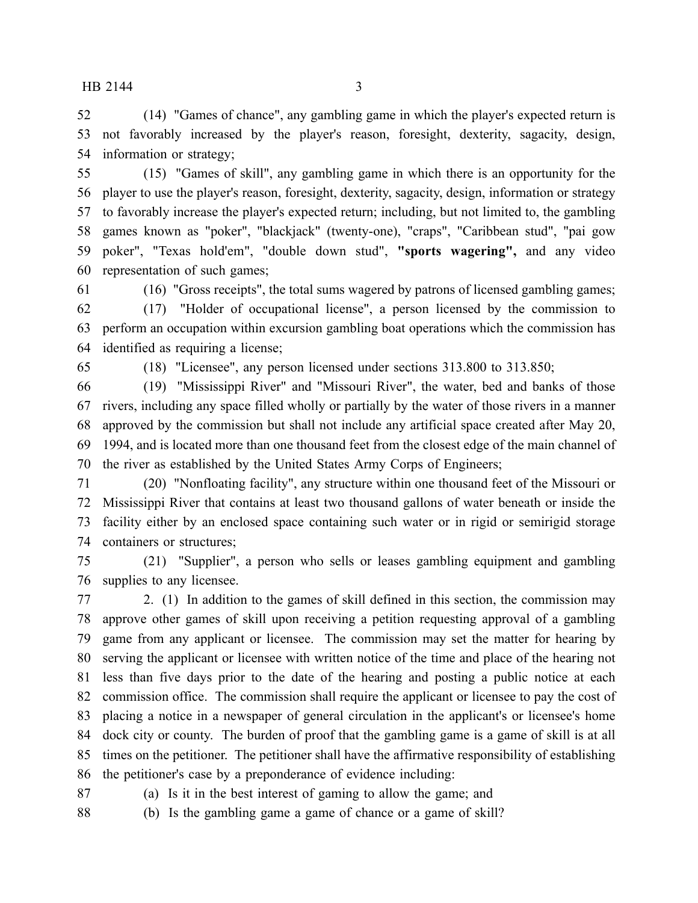(14) "Games of chance", any gambling game in which the player's expected return is not favorably increased by the player's reason, foresight, dexterity, sagacity, design, information or strategy;

(15) "Games of skill", any gambling game in which there is an opportunity for the player to use the player's reason, foresight, dexterity, sagacity, design, information or strategy to favorably increase the player's expected return; including, but not limited to, the gambling games known as "poker", "blackjack" (twenty-one), "craps", "Caribbean stud", "pai gow poker", "Texas hold'em", "double down stud", **"sports wagering",** and any video representation of such games;

(16) "Gross receipts", the total sums wagered by patrons of licensed gambling games;

(17) "Holder of occupational license", a person licensed by the commission to perform an occupation within excursion gambling boat operations which the commission has identified as requiring a license;

(18) "Licensee", any person licensed under sections 313.800 to 313.850;

(19) "Mississippi River" and "Missouri River", the water, bed and banks of those rivers, including any space filled wholly or partially by the water of those rivers in a manner approved by the commission but shall not include any artificial space created after May 20, 1994, and is located more than one thousand feet from the closest edge of the main channel of the river as established by the United States Army Corps of Engineers;

(20) "Nonfloating facility", any structure within one thousand feet of the Missouri or Mississippi River that contains at least two thousand gallons of water beneath or inside the facility either by an enclosed space containing such water or in rigid or semirigid storage containers or structures;

(21) "Supplier", a person who sells or leases gambling equipment and gambling supplies to any licensee.

2. (1) In addition to the games of skill defined in this section, the commission may approve other games of skill upon receiving a petition requesting approval of a gambling game from any applicant or licensee. The commission may set the matter for hearing by serving the applicant or licensee with written notice of the time and place of the hearing not less than five days prior to the date of the hearing and posting a public notice at each commission office. The commission shall require the applicant or licensee to pay the cost of placing a notice in a newspaper of general circulation in the applicant's or licensee's home dock city or county. The burden of proof that the gambling game is a game of skill is at all times on the petitioner. The petitioner shall have the affirmative responsibility of establishing the petitioner's case by a preponderance of evidence including:

(a) Is it in the best interest of gaming to allow the game; and

(b) Is the gambling game a game of chance or a game of skill?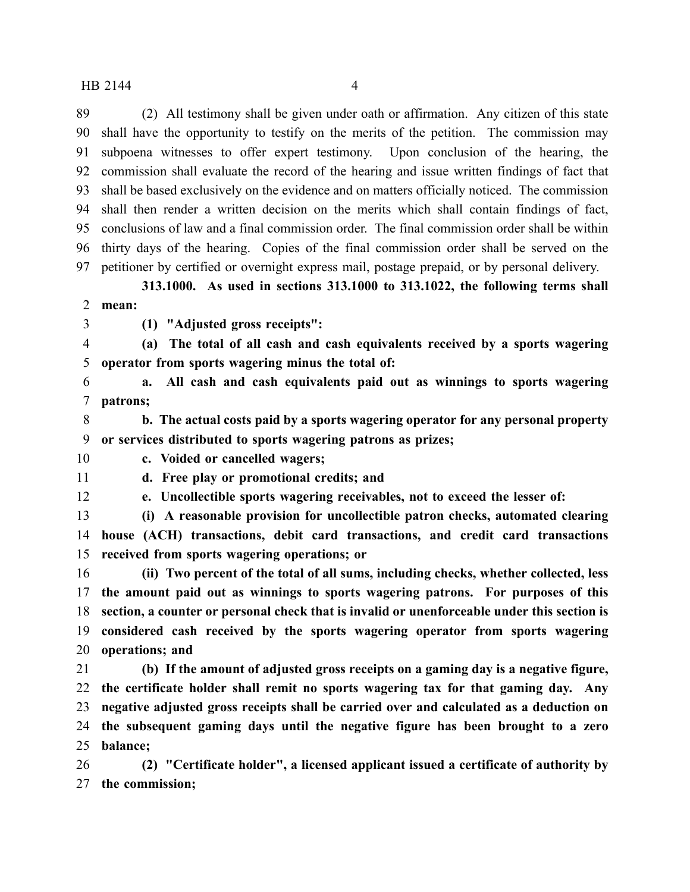(2) All testimony shall be given under oath or affirmation. Any citizen of this state shall have the opportunity to testify on the merits of the petition. The commission may subpoena witnesses to offer expert testimony. Upon conclusion of the hearing, the commission shall evaluate the record of the hearing and issue written findings of fact that shall be based exclusively on the evidence and on matters officially noticed. The commission shall then render a written decision on the merits which shall contain findings of fact, conclusions of law and a final commission order. The final commission order shall be within thirty days of the hearing. Copies of the final commission order shall be served on the petitioner by certified or overnight express mail, postage prepaid, or by personal delivery.

**313.1000. As used in sections 313.1000 to 313.1022, the following terms shall mean:**

**(1) "Adjusted gross receipts":**

**(a) The total of all cash and cash equivalents received by a sports wagering operator from sports wagering minus the total of:**

**a. All cash and cash equivalents paid out as winnings to sports wagering patrons;**

**b. The actual costs paid by a sports wagering operator for any personal property or services distributed to sports wagering patrons as prizes;**

**c. Voided or cancelled wagers;**

**d. Free play or promotional credits; and**

**e. Uncollectible sports wagering receivables, not to exceed the lesser of:**

**(i) A reasonable provision for uncollectible patron checks, automated clearing house (ACH) transactions, debit card transactions, and credit card transactions received from sports wagering operations; or**

**(ii) Two percent of the total of all sums, including checks, whether collected, less the amount paid out as winnings to sports wagering patrons. For purposes of this section, a counter or personal check that is invalid or unenforceable under this section is considered cash received by the sports wagering operator from sports wagering operations; and**

**(b) If the amount of adjusted gross receipts on a gaming day is a negative figure, the certificate holder shall remit no sports wagering tax for that gaming day. Any negative adjusted gross receipts shall be carried over and calculated as a deduction on the subsequent gaming days until the negative figure has been brought to a zero balance;**

**(2) "Certificate holder", a licensed applicant issued a certificate of authority by the commission;**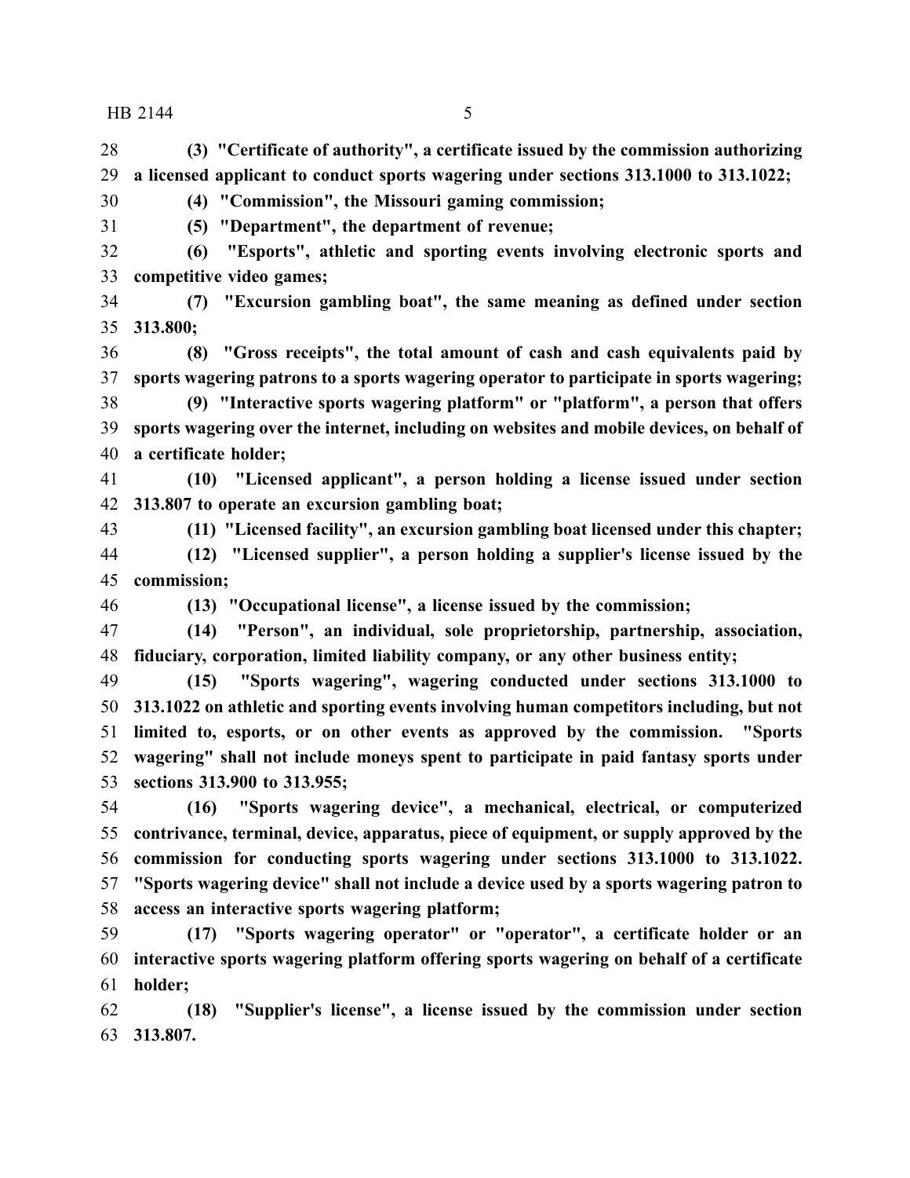**(3) "Certificate of authority", a certificate issued by the commission authorizing a licensed applicant to conduct sports wagering under sections 313.1000 to 313.1022;**

**(4) "Commission", the Missouri gaming commission;**

**(5) "Department", the department of revenue;**

**(6) "Esports", athletic and sporting events involving electronic sports and competitive video games;**

**(7) "Excursion gambling boat", the same meaning as defined under section 313.800;**

**(8) "Gross receipts", the total amount of cash and cash equivalents paid by sports wagering patrons to a sports wagering operator to participate in sports wagering;**

**(9) "Interactive sports wagering platform" or "platform", a person that offers sports wagering over the internet, including on websites and mobile devices, on behalf of a certificate holder;**

**(10) "Licensed applicant", a person holding a license issued under section 313.807 to operate an excursion gambling boat;**

**(11) "Licensed facility", an excursion gambling boat licensed under this chapter;**

**(12) "Licensed supplier", a person holding a supplier's license issued by the commission;**

**(13) "Occupational license", a license issued by the commission;**

**(14) "Person", an individual, sole proprietorship, partnership, association, fiduciary, corporation, limited liability company, or any other business entity;**

**(15) "Sports wagering", wagering conducted under sections 313.1000 to 313.1022 on athletic and sporting events involving human competitors including, but not limited to, esports, or on other events as approved by the commission. "Sports wagering" shall not include moneys spent to participate in paid fantasy sports under sections 313.900 to 313.955;**

**(16) "Sports wagering device", a mechanical, electrical, or computerized contrivance, terminal, device, apparatus, piece of equipment, or supply approved by the commission for conducting sports wagering under sections 313.1000 to 313.1022. "Sports wagering device" shall not include a device used by a sports wagering patron to access an interactive sports wagering platform;**

**(17) "Sports wagering operator" or "operator", a certificate holder or an interactive sports wagering platform offering sports wagering on behalf of a certificate holder;**

**(18) "Supplier's license", a license issued by the commission under section 313.807.**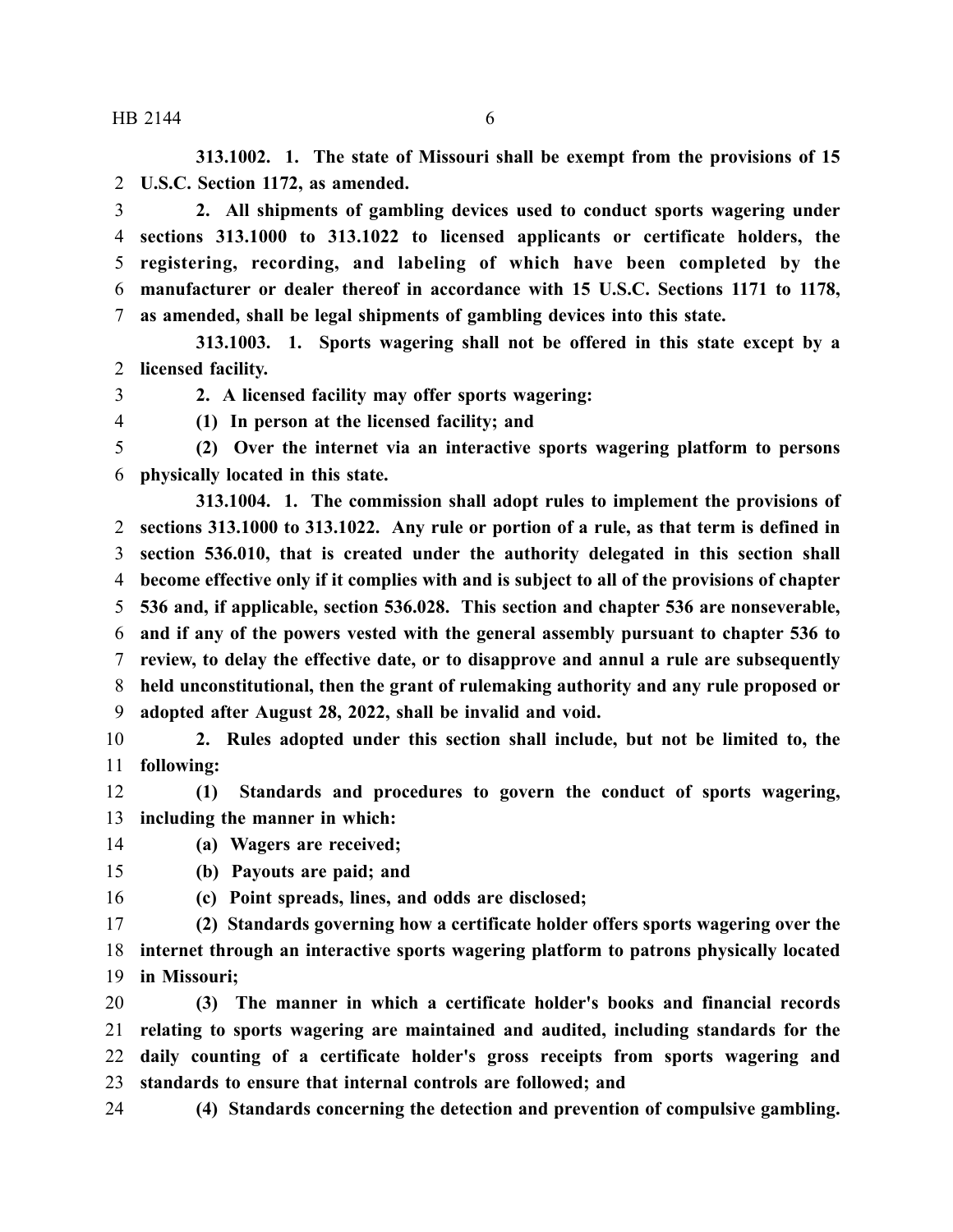**313.1002. 1. The state of Missouri shall be exempt from the provisions of 15 U.S.C. Section 1172, as amended.**

**2. All shipments of gambling devices used to conduct sports wagering under sections 313.1000 to 313.1022 to licensed applicants or certificate holders, the registering, recording, and labeling of which have been completed by the manufacturer or dealer thereof in accordance with 15 U.S.C. Sections 1171 to 1178, as amended, shall be legal shipments of gambling devices into this state.**

**313.1003. 1. Sports wagering shall not be offered in this state except by a licensed facility.**

**2. A licensed facility may offer sports wagering:**

**(1) In person at the licensed facility; and**

**(2) Over the internet via an interactive sports wagering platform to persons physically located in this state.**

**313.1004. 1. The commission shall adopt rules to implement the provisions of sections 313.1000 to 313.1022. Any rule or portion of a rule, as that term is defined in section 536.010, that is created under the authority delegated in this section shall become effective only if it complies with and is subject to all of the provisions of chapter 536 and, if applicable, section 536.028. This section and chapter 536 are nonseverable, and if any of the powers vested with the general assembly pursuant to chapter 536 to review, to delay the effective date, or to disapprove and annul a rule are subsequently held unconstitutional, then the grant of rulemaking authority and any rule proposed or adopted after August 28, 2022, shall be invalid and void.**

**2. Rules adopted under this section shall include, but not be limited to, the following:**

**(1) Standards and procedures to govern the conduct of sports wagering, including the manner in which:**

**(a) Wagers are received;**

**(b) Payouts are paid; and**

**(c) Point spreads, lines, and odds are disclosed;**

**(2) Standards governing how a certificate holder offers sports wagering over the internet through an interactive sports wagering platform to patrons physically located in Missouri;**

**(3) The manner in which a certificate holder's books and financial records relating to sports wagering are maintained and audited, including standards for the daily counting of a certificate holder's gross receipts from sports wagering and standards to ensure that internal controls are followed; and**

**(4) Standards concerning the detection and prevention of compulsive gambling.**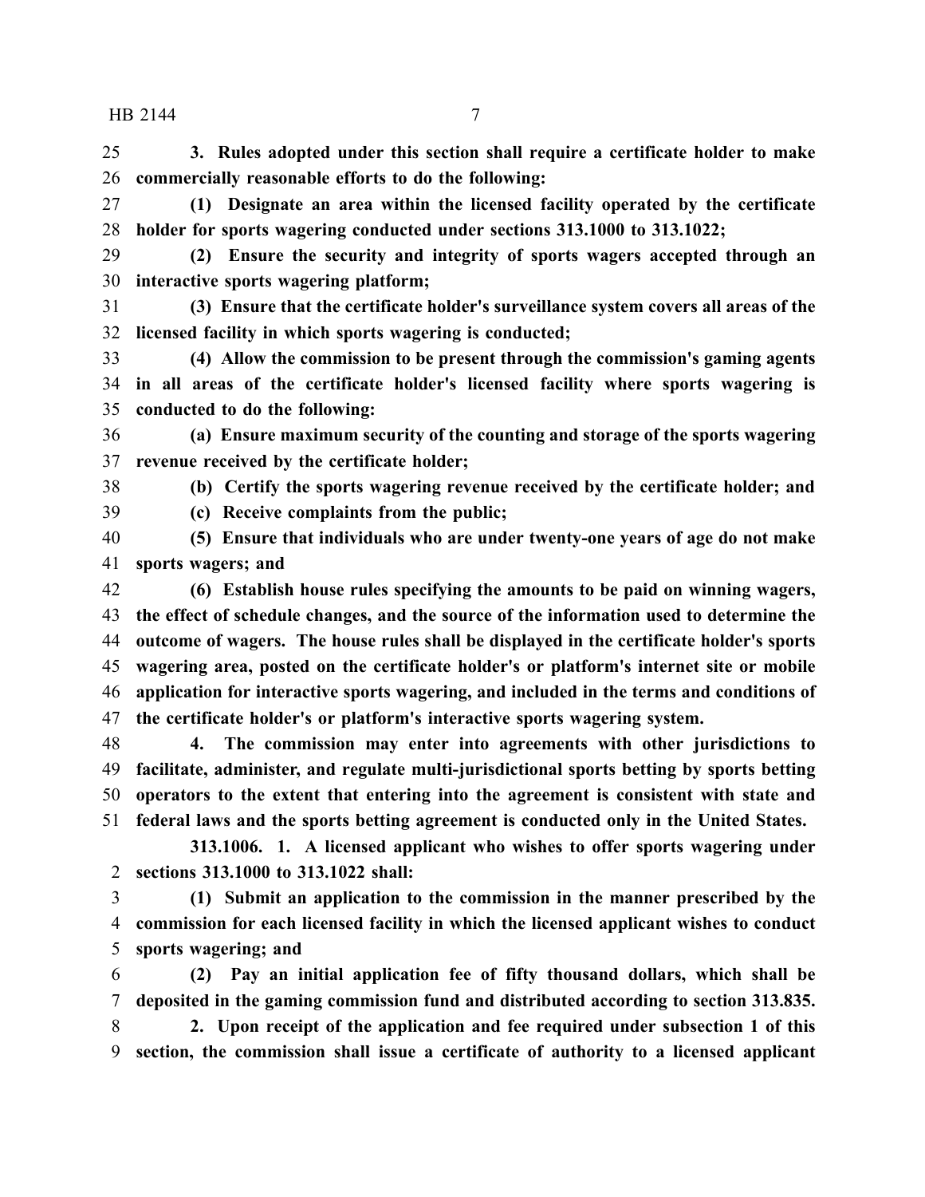**3. Rules adopted under this section shall require a certificate holder to make commercially reasonable efforts to do the following:**

**(1) Designate an area within the licensed facility operated by the certificate holder for sports wagering conducted under sections 313.1000 to 313.1022;**

**(2) Ensure the security and integrity of sports wagers accepted through an interactive sports wagering platform;**

**(3) Ensure that the certificate holder's surveillance system covers all areas of the licensed facility in which sports wagering is conducted;**

**(4) Allow the commission to be present through the commission's gaming agents in all areas of the certificate holder's licensed facility where sports wagering is conducted to do the following:**

**(a) Ensure maximum security of the counting and storage of the sports wagering revenue received by the certificate holder;**

**(b) Certify the sports wagering revenue received by the certificate holder; and**

**(c) Receive complaints from the public;**

**(5) Ensure that individuals who are under twenty-one years of age do not make sports wagers; and**

**(6) Establish house rules specifying the amounts to be paid on winning wagers, the effect of schedule changes, and the source of the information used to determine the outcome of wagers. The house rules shall be displayed in the certificate holder's sports wagering area, posted on the certificate holder's or platform's internet site or mobile application for interactive sports wagering, and included in the terms and conditions of the certificate holder's or platform's interactive sports wagering system.**

**4. The commission may enter into agreements with other jurisdictions to facilitate, administer, and regulate multi-jurisdictional sports betting by sports betting operators to the extent that entering into the agreement is consistent with state and federal laws and the sports betting agreement is conducted only in the United States.**

**313.1006. 1. A licensed applicant who wishes to offer sports wagering under sections 313.1000 to 313.1022 shall:**

**(1) Submit an application to the commission in the manner prescribed by the commission for each licensed facility in which the licensed applicant wishes to conduct sports wagering; and**

**(2) Pay an initial application fee of fifty thousand dollars, which shall be deposited in the gaming commission fund and distributed according to section 313.835.**

**2. Upon receipt of the application and fee required under subsection 1 of this section, the commission shall issue a certificate of authority to a licensed applicant**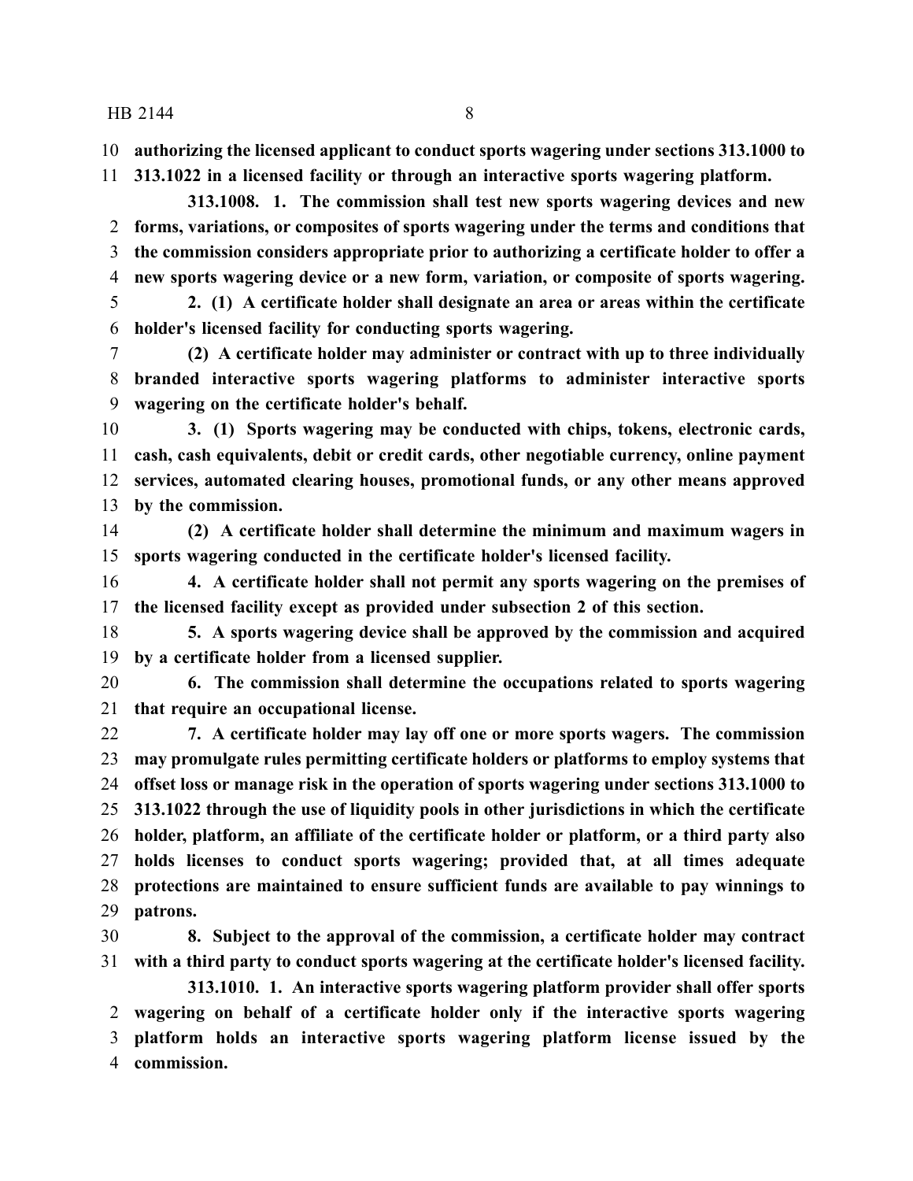**authorizing the licensed applicant to conduct sports wagering under sections 313.1000 to 313.1022 in a licensed facility or through an interactive sports wagering platform.**

**313.1008. 1. The commission shall test new sports wagering devices and new forms, variations, or composites of sports wagering under the terms and conditions that the commission considers appropriate prior to authorizing a certificate holder to offer a new sports wagering device or a new form, variation, or composite of sports wagering.**

**2. (1) A certificate holder shall designate an area or areas within the certificate holder's licensed facility for conducting sports wagering.**

**(2) A certificate holder may administer or contract with up to three individually branded interactive sports wagering platforms to administer interactive sports wagering on the certificate holder's behalf.**

**3. (1) Sports wagering may be conducted with chips, tokens, electronic cards, cash, cash equivalents, debit or credit cards, other negotiable currency, online payment services, automated clearing houses, promotional funds, or any other means approved by the commission.**

**(2) A certificate holder shall determine the minimum and maximum wagers in sports wagering conducted in the certificate holder's licensed facility.**

**4. A certificate holder shall not permit any sports wagering on the premises of the licensed facility except as provided under subsection 2 of this section.**

**5. A sports wagering device shall be approved by the commission and acquired by a certificate holder from a licensed supplier.**

**6. The commission shall determine the occupations related to sports wagering that require an occupational license.**

**7. A certificate holder may lay off one or more sports wagers. The commission may promulgate rules permitting certificate holders or platforms to employ systems that offset loss or manage risk in the operation of sports wagering under sections 313.1000 to 313.1022 through the use of liquidity pools in other jurisdictions in which the certificate holder, platform, an affiliate of the certificate holder or platform, or a third party also holds licenses to conduct sports wagering; provided that, at all times adequate protections are maintained to ensure sufficient funds are available to pay winnings to patrons.**

**8. Subject to the approval of the commission, a certificate holder may contract with a third party to conduct sports wagering at the certificate holder's licensed facility.**

**313.1010. 1. An interactive sports wagering platform provider shall offer sports wagering on behalf of a certificate holder only if the interactive sports wagering platform holds an interactive sports wagering platform license issued by the commission.**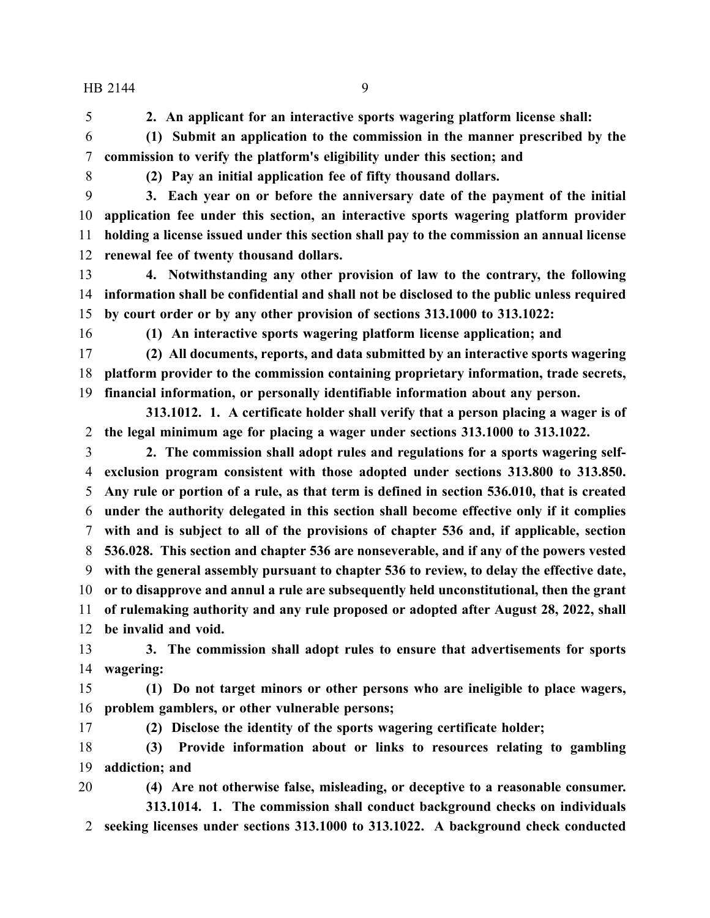**2. An applicant for an interactive sports wagering platform license shall:**

**(1) Submit an application to the commission in the manner prescribed by the commission to verify the platform's eligibility under this section; and**

**(2) Pay an initial application fee of fifty thousand dollars.**

**3. Each year on or before the anniversary date of the payment of the initial application fee under this section, an interactive sports wagering platform provider holding a license issued under this section shall pay to the commission an annual license renewal fee of twenty thousand dollars.**

**4. Notwithstanding any other provision of law to the contrary, the following information shall be confidential and shall not be disclosed to the public unless required by court order or by any other provision of sections 313.1000 to 313.1022:**

**(1) An interactive sports wagering platform license application; and**

**(2) All documents, reports, and data submitted by an interactive sports wagering platform provider to the commission containing proprietary information, trade secrets, financial information, or personally identifiable information about any person.**

**313.1012. 1. A certificate holder shall verify that a person placing a wager is of the legal minimum age for placing a wager under sections 313.1000 to 313.1022.**

**2. The commission shall adopt rules and regulations for a sports wagering self-exclusion program consistent with those adopted under sections 313.800 to 313.850. Any rule or portion of a rule, as that term is defined in section 536.010, that is created under the authority delegated in this section shall become effective only if it complies with and is subject to all of the provisions of chapter 536 and, if applicable, section 536.028. This section and chapter 536 are nonseverable, and if any of the powers vested with the general assembly pursuant to chapter 536 to review, to delay the effective date, or to disapprove and annul a rule are subsequently held unconstitutional, then the grant of rulemaking authority and any rule proposed or adopted after August 28, 2022, shall be invalid and void.**

**3. The commission shall adopt rules to ensure that advertisements for sports wagering:**

**(1) Do not target minors or other persons who are ineligible to place wagers, problem gamblers, or other vulnerable persons;**

**(2) Disclose the identity of the sports wagering certificate holder;**

**(3) Provide information about or links to resources relating to gambling addiction; and**

**(4) Are not otherwise false, misleading, or deceptive to a reasonable consumer.**

**313.1014. 1. The commission shall conduct background checks on individuals seeking licenses under sections 313.1000 to 313.1022. A background check conducted**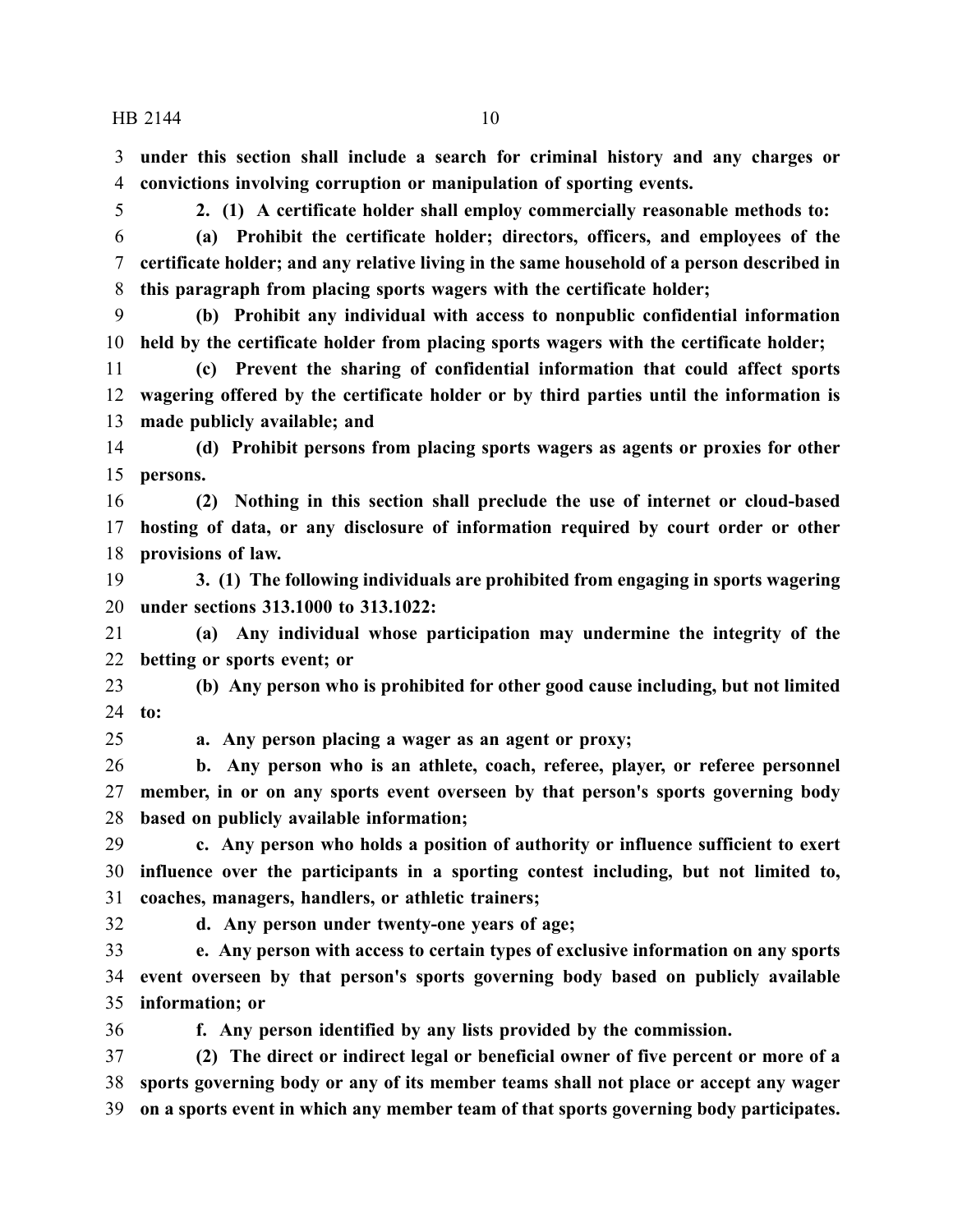**under this section shall include a search for criminal history and any charges or convictions involving corruption or manipulation of sporting events.**

**2. (1) A certificate holder shall employ commercially reasonable methods to:**

**(a) Prohibit the certificate holder; directors, officers, and employees of the certificate holder; and any relative living in the same household of a person described in this paragraph from placing sports wagers with the certificate holder;**

**(b) Prohibit any individual with access to nonpublic confidential information held by the certificate holder from placing sports wagers with the certificate holder;**

**(c) Prevent the sharing of confidential information that could affect sports wagering offered by the certificate holder or by third parties until the information is made publicly available; and**

**(d) Prohibit persons from placing sports wagers as agents or proxies for other persons.**

**(2) Nothing in this section shall preclude the use of internet or cloud-based hosting of data, or any disclosure of information required by court order or other provisions of law.**

**3. (1) The following individuals are prohibited from engaging in sports wagering under sections 313.1000 to 313.1022:**

**(a) Any individual whose participation may undermine the integrity of the betting or sports event; or**

**(b) Any person who is prohibited for other good cause including, but not limited to:**

**a. Any person placing a wager as an agent or proxy;**

**b. Any person who is an athlete, coach, referee, player, or referee personnel member, in or on any sports event overseen by that person's sports governing body based on publicly available information;**

**c. Any person who holds a position of authority or influence sufficient to exert influence over the participants in a sporting contest including, but not limited to, coaches, managers, handlers, or athletic trainers;**

**d. Any person under twenty-one years of age;**

**e. Any person with access to certain types of exclusive information on any sports event overseen by that person's sports governing body based on publicly available information; or**

**f. Any person identified by any lists provided by the commission.**

**(2) The direct or indirect legal or beneficial owner of five percent or more of a sports governing body or any of its member teams shall not place or accept any wager on a sports event in which any member team of that sports governing body participates.**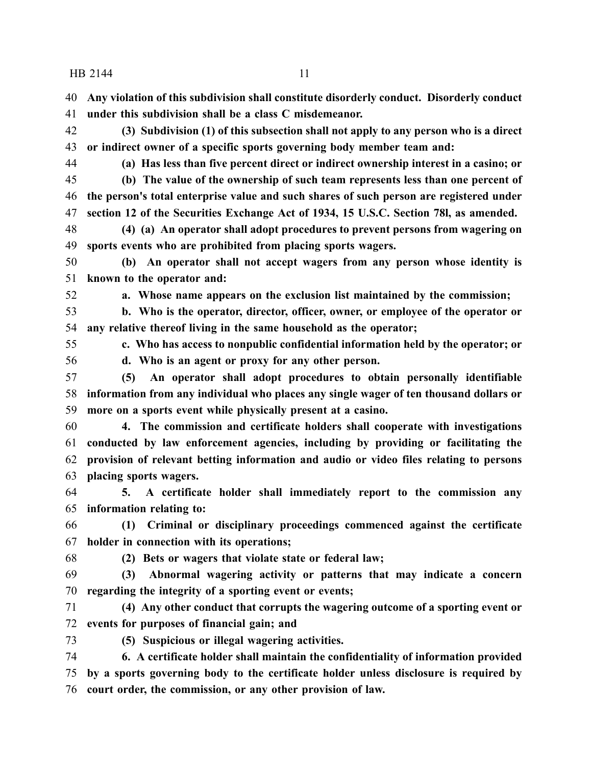**Any violation of this subdivision shall constitute disorderly conduct. Disorderly conduct under this subdivision shall be a class C misdemeanor.**

**(3) Subdivision (1) of this subsection shall not apply to any person who is a direct or indirect owner of a specific sports governing body member team and:**

**(a) Has less than five percent direct or indirect ownership interest in a casino; or**

**(b) The value of the ownership of such team represents less than one percent of the person's total enterprise value and such shares of such person are registered under section 12 of the Securities Exchange Act of 1934, 15 U.S.C. Section 78l, as amended.**

**(4) (a) An operator shall adopt procedures to prevent persons from wagering on sports events who are prohibited from placing sports wagers.**

**(b) An operator shall not accept wagers from any person whose identity is known to the operator and:**

**a. Whose name appears on the exclusion list maintained by the commission;**

**b. Who is the operator, director, officer, owner, or employee of the operator or any relative thereof living in the same household as the operator;**

**c. Who has access to nonpublic confidential information held by the operator; or**

**d. Who is an agent or proxy for any other person.**

**(5) An operator shall adopt procedures to obtain personally identifiable information from any individual who places any single wager of ten thousand dollars or more on a sports event while physically present at a casino.**

**4. The commission and certificate holders shall cooperate with investigations conducted by law enforcement agencies, including by providing or facilitating the provision of relevant betting information and audio or video files relating to persons placing sports wagers.**

**5. A certificate holder shall immediately report to the commission any information relating to:**

**(1) Criminal or disciplinary proceedings commenced against the certificate holder in connection with its operations;**

**(2) Bets or wagers that violate state or federal law;**

**(3) Abnormal wagering activity or patterns that may indicate a concern regarding the integrity of a sporting event or events;**

**(4) Any other conduct that corrupts the wagering outcome of a sporting event or events for purposes of financial gain; and**

**(5) Suspicious or illegal wagering activities.**

**6. A certificate holder shall maintain the confidentiality of information provided by a sports governing body to the certificate holder unless disclosure is required by court order, the commission, or any other provision of law.**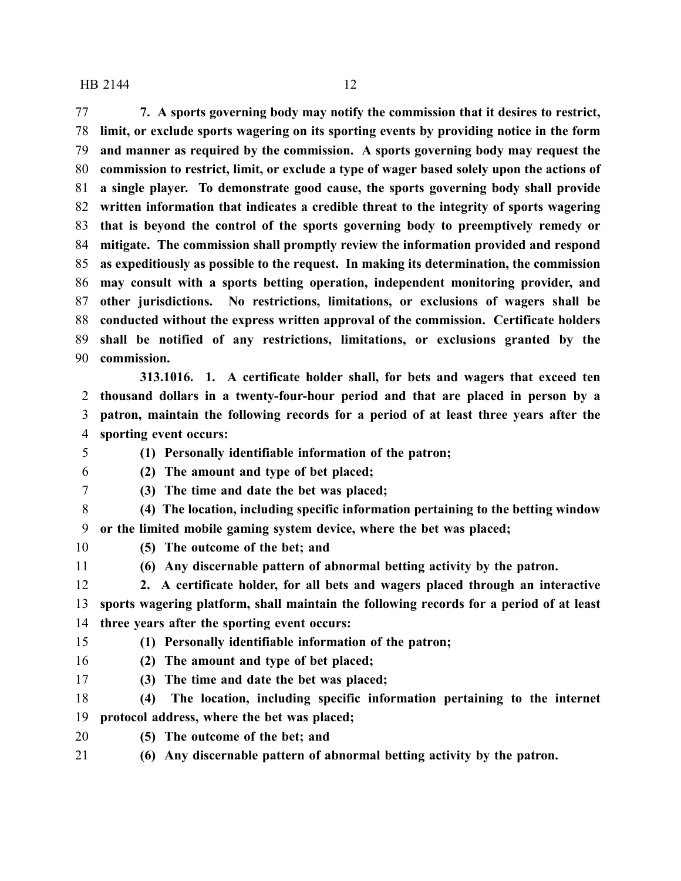**7. A sports governing body may notify the commission that it desires to restrict, limit, or exclude sports wagering on its sporting events by providing notice in the form and manner as required by the commission. A sports governing body may request the commission to restrict, limit, or exclude a type of wager based solely upon the actions of a single player. To demonstrate good cause, the sports governing body shall provide written information that indicates a credible threat to the integrity of sports wagering that is beyond the control of the sports governing body to preemptively remedy or mitigate. The commission shall promptly review the information provided and respond as expeditiously as possible to the request. In making its determination, the commission may consult with a sports betting operation, independent monitoring provider, and other jurisdictions. No restrictions, limitations, or exclusions of wagers shall be conducted without the express written approval of the commission. Certificate holders shall be notified of any restrictions, limitations, or exclusions granted by the commission.**

**313.1016. 1. A certificate holder shall, for bets and wagers that exceed ten thousand dollars in a twenty-four-hour period and that are placed in person by a patron, maintain the following records for a period of at least three years after the sporting event occurs:**

**(1) Personally identifiable information of the patron;**

**(2) The amount and type of bet placed;**

**(3) The time and date the bet was placed;**

**(4) The location, including specific information pertaining to the betting window or the limited mobile gaming system device, where the bet was placed;**

**(5) The outcome of the bet; and**

**(6) Any discernable pattern of abnormal betting activity by the patron.**

**2. A certificate holder, for all bets and wagers placed through an interactive sports wagering platform, shall maintain the following records for a period of at least three years after the sporting event occurs:**

**(1) Personally identifiable information of the patron;**

**(2) The amount and type of bet placed;**

**(3) The time and date the bet was placed;**

**(4) The location, including specific information pertaining to the internet protocol address, where the bet was placed;**

**(5) The outcome of the bet; and**

**(6) Any discernable pattern of abnormal betting activity by the patron.**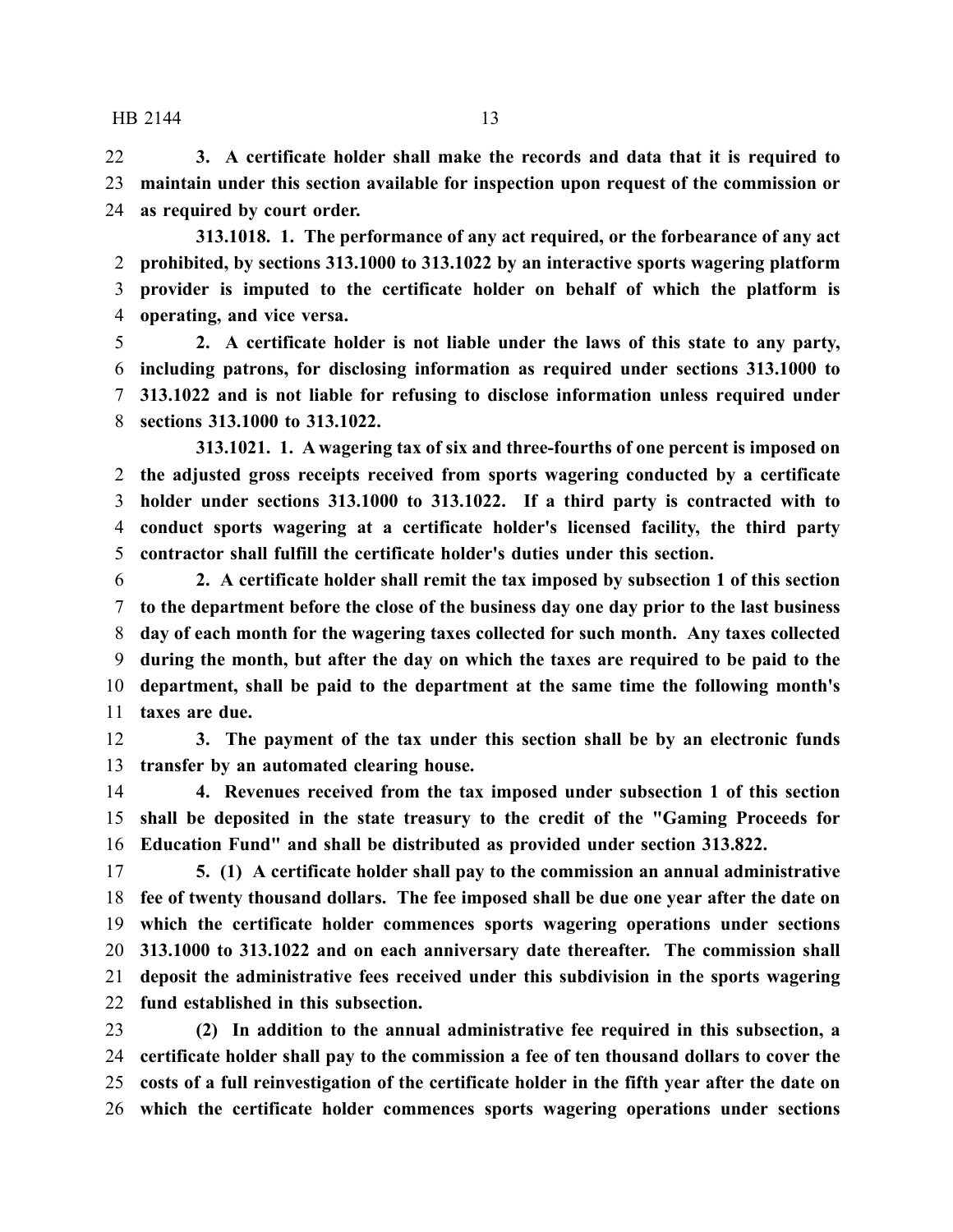**3. A certificate holder shall make the records and data that it is required to maintain under this section available for inspection upon request of the commission or as required by court order.**

**313.1018. 1. The performance of any act required, or the forbearance of any act prohibited, by sections 313.1000 to 313.1022 by an interactive sports wagering platform provider is imputed to the certificate holder on behalf of which the platform is operating, and vice versa.**

**2. A certificate holder is not liable under the laws of this state to any party, including patrons, for disclosing information as required under sections 313.1000 to 313.1022 and is not liable for refusing to disclose information unless required under sections 313.1000 to 313.1022.**

**313.1021. 1. A wagering tax of six and three-fourths of one percent is imposed on the adjusted gross receipts received from sports wagering conducted by a certificate holder under sections 313.1000 to 313.1022. If a third party is contracted with to conduct sports wagering at a certificate holder's licensed facility, the third party contractor shall fulfill the certificate holder's duties under this section.**

**2. A certificate holder shall remit the tax imposed by subsection 1 of this section to the department before the close of the business day one day prior to the last business day of each month for the wagering taxes collected for such month. Any taxes collected during the month, but after the day on which the taxes are required to be paid to the department, shall be paid to the department at the same time the following month's taxes are due.**

**3. The payment of the tax under this section shall be by an electronic funds transfer by an automated clearing house.**

**4. Revenues received from the tax imposed under subsection 1 of this section shall be deposited in the state treasury to the credit of the "Gaming Proceeds for Education Fund" and shall be distributed as provided under section 313.822.**

**5. (1) A certificate holder shall pay to the commission an annual administrative fee of twenty thousand dollars. The fee imposed shall be due one year after the date on which the certificate holder commences sports wagering operations under sections 313.1000 to 313.1022 and on each anniversary date thereafter. The commission shall deposit the administrative fees received under this subdivision in the sports wagering fund established in this subsection.**

**(2) In addition to the annual administrative fee required in this subsection, a certificate holder shall pay to the commission a fee of ten thousand dollars to cover the costs of a full reinvestigation of the certificate holder in the fifth year after the date on which the certificate holder commences sports wagering operations under sections**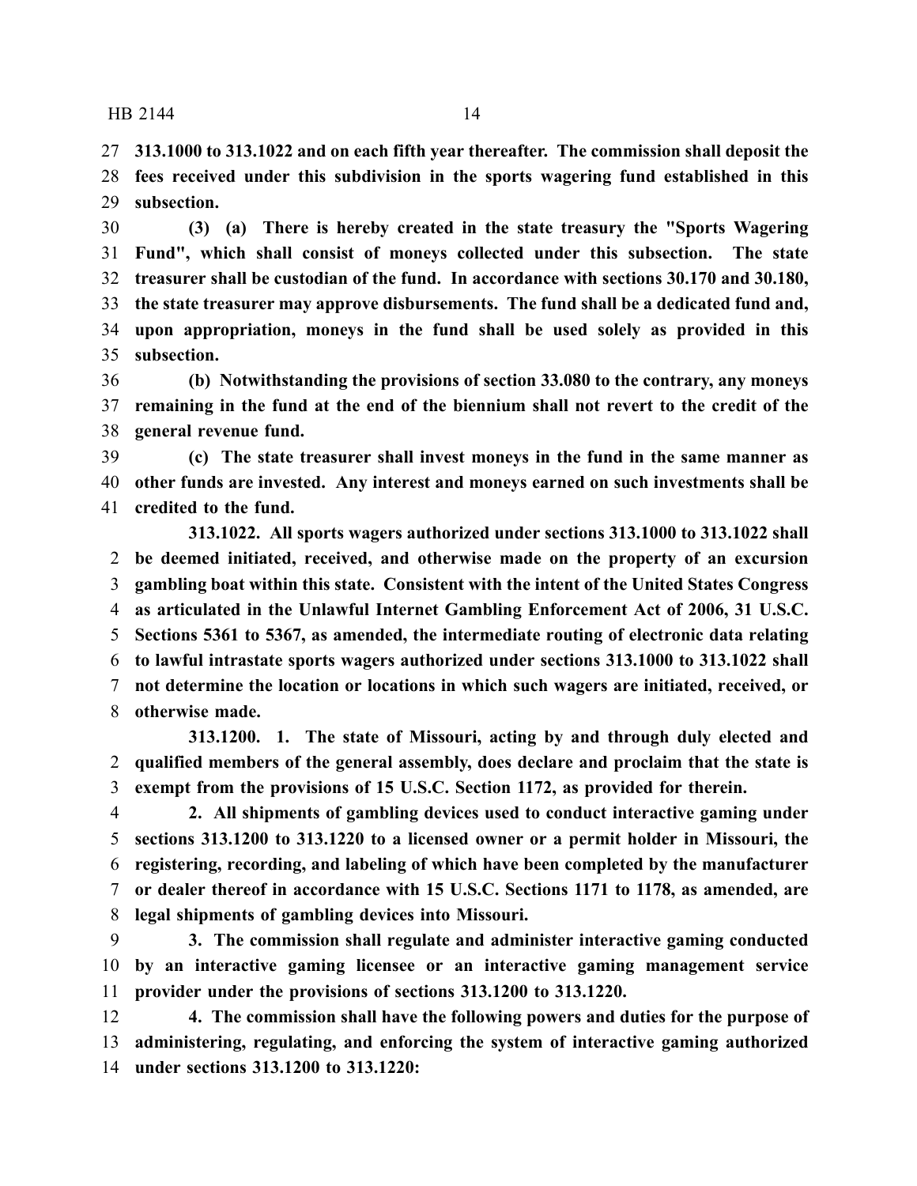**313.1000 to 313.1022 and on each fifth year thereafter. The commission shall deposit the fees received under this subdivision in the sports wagering fund established in this subsection.**

**(3) (a) There is hereby created in the state treasury the "Sports Wagering Fund", which shall consist of moneys collected under this subsection. The state treasurer shall be custodian of the fund. In accordance with sections 30.170 and 30.180, the state treasurer may approve disbursements. The fund shall be a dedicated fund and, upon appropriation, moneys in the fund shall be used solely as provided in this subsection.**

**(b) Notwithstanding the provisions of section 33.080 to the contrary, any moneys remaining in the fund at the end of the biennium shall not revert to the credit of the general revenue fund.**

**(c) The state treasurer shall invest moneys in the fund in the same manner as other funds are invested. Any interest and moneys earned on such investments shall be credited to the fund.**

**313.1022. All sports wagers authorized under sections 313.1000 to 313.1022 shall be deemed initiated, received, and otherwise made on the property of an excursion gambling boat within this state. Consistent with the intent of the United States Congress as articulated in the Unlawful Internet Gambling Enforcement Act of 2006, 31 U.S.C. Sections 5361 to 5367, as amended, the intermediate routing of electronic data relating to lawful intrastate sports wagers authorized under sections 313.1000 to 313.1022 shall not determine the location or locations in which such wagers are initiated, received, or otherwise made.**

**313.1200. 1. The state of Missouri, acting by and through duly elected and qualified members of the general assembly, does declare and proclaim that the state is exempt from the provisions of 15 U.S.C. Section 1172, as provided for therein.**

**2. All shipments of gambling devices used to conduct interactive gaming under sections 313.1200 to 313.1220 to a licensed owner or a permit holder in Missouri, the registering, recording, and labeling of which have been completed by the manufacturer or dealer thereof in accordance with 15 U.S.C. Sections 1171 to 1178, as amended, are legal shipments of gambling devices into Missouri.**

**3. The commission shall regulate and administer interactive gaming conducted by an interactive gaming licensee or an interactive gaming management service provider under the provisions of sections 313.1200 to 313.1220.**

**4. The commission shall have the following powers and duties for the purpose of administering, regulating, and enforcing the system of interactive gaming authorized under sections 313.1200 to 313.1220:**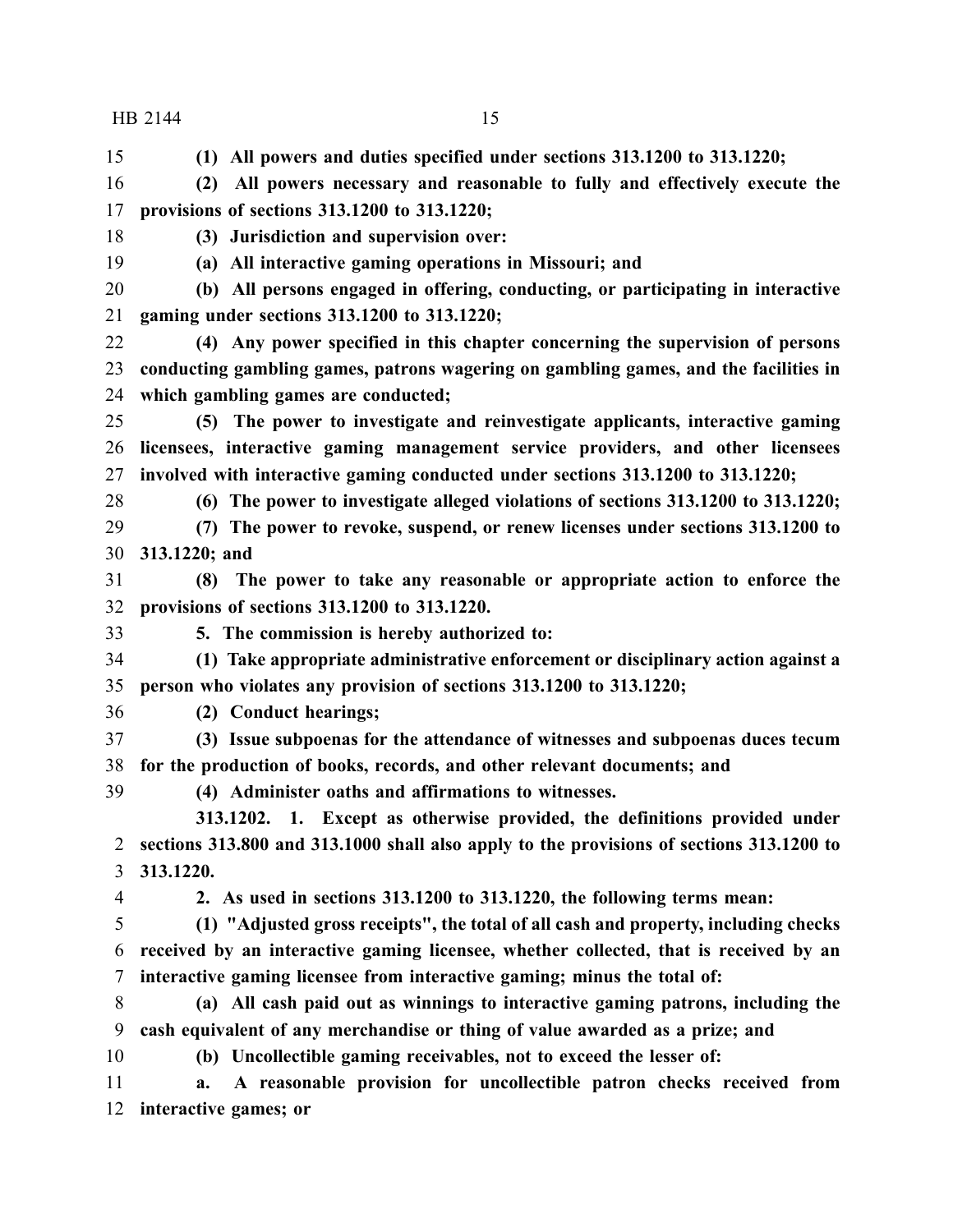**(1) All powers and duties specified under sections 313.1200 to 313.1220;**

**(2) All powers necessary and reasonable to fully and effectively execute the provisions of sections 313.1200 to 313.1220;**

**(3) Jurisdiction and supervision over:**

**(a) All interactive gaming operations in Missouri; and**

**(b) All persons engaged in offering, conducting, or participating in interactive gaming under sections 313.1200 to 313.1220;**

**(4) Any power specified in this chapter concerning the supervision of persons conducting gambling games, patrons wagering on gambling games, and the facilities in which gambling games are conducted;**

**(5) The power to investigate and reinvestigate applicants, interactive gaming licensees, interactive gaming management service providers, and other licensees involved with interactive gaming conducted under sections 313.1200 to 313.1220;**

**(6) The power to investigate alleged violations of sections 313.1200 to 313.1220;**

**(7) The power to revoke, suspend, or renew licenses under sections 313.1200 to 313.1220; and**

**(8) The power to take any reasonable or appropriate action to enforce the provisions of sections 313.1200 to 313.1220.**

**5. The commission is hereby authorized to:**

**(1) Take appropriate administrative enforcement or disciplinary action against a person who violates any provision of sections 313.1200 to 313.1220;**

**(2) Conduct hearings;**

**(3) Issue subpoenas for the attendance of witnesses and subpoenas duces tecum for the production of books, records, and other relevant documents; and**

**(4) Administer oaths and affirmations to witnesses.**

**313.1202. 1. Except as otherwise provided, the definitions provided under sections 313.800 and 313.1000 shall also apply to the provisions of sections 313.1200 to 313.1220.**

**2. As used in sections 313.1200 to 313.1220, the following terms mean:**

**(1) "Adjusted gross receipts", the total of all cash and property, including checks received by an interactive gaming licensee, whether collected, that is received by an interactive gaming licensee from interactive gaming; minus the total of:**

**(a) All cash paid out as winnings to interactive gaming patrons, including the cash equivalent of any merchandise or thing of value awarded as a prize; and**

**(b) Uncollectible gaming receivables, not to exceed the lesser of:**

**a. A reasonable provision for uncollectible patron checks received from interactive games; or**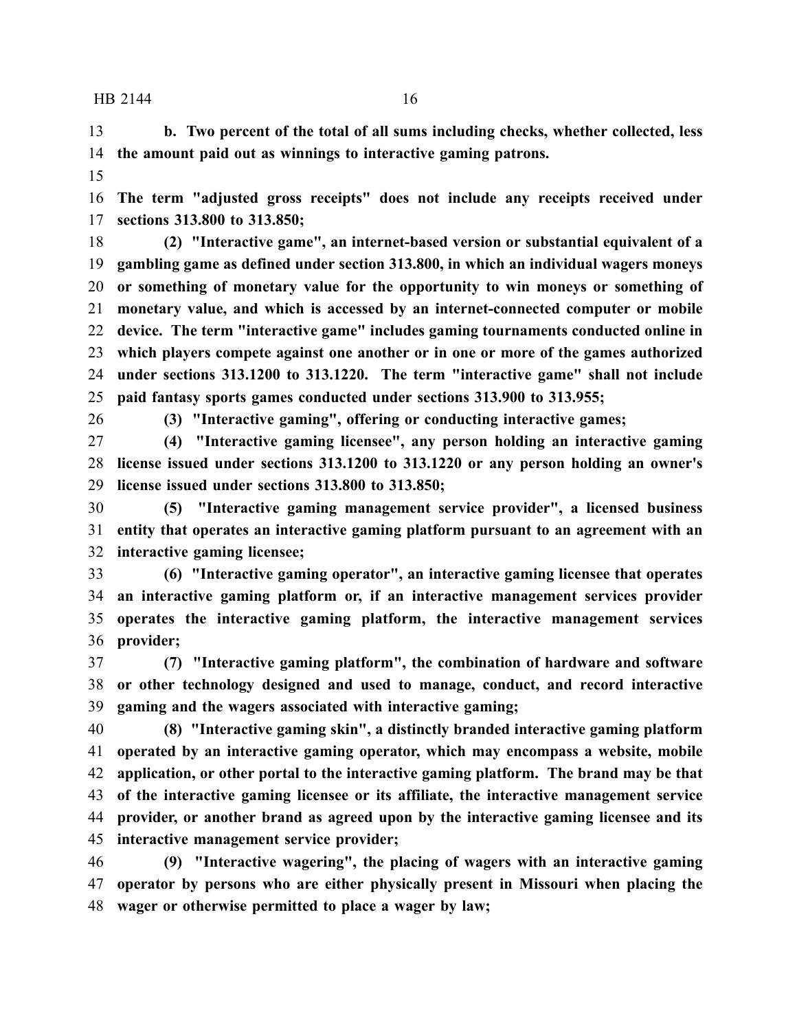**b. Two percent of the total of all sums including checks, whether collected, less the amount paid out as winnings to interactive gaming patrons.**

**The term "adjusted gross receipts" does not include any receipts received under sections 313.800 to 313.850;**

**(2) "Interactive game", an internet-based version or substantial equivalent of a gambling game as defined under section 313.800, in which an individual wagers moneys or something of monetary value for the opportunity to win moneys or something of monetary value, and which is accessed by an internet-connected computer or mobile device. The term "interactive game" includes gaming tournaments conducted online in which players compete against one another or in one or more of the games authorized under sections 313.1200 to 313.1220. The term "interactive game" shall not include paid fantasy sports games conducted under sections 313.900 to 313.955;**

**(3) "Interactive gaming", offering or conducting interactive games;**

**(4) "Interactive gaming licensee", any person holding an interactive gaming license issued under sections 313.1200 to 313.1220 or any person holding an owner's license issued under sections 313.800 to 313.850;**

**(5) "Interactive gaming management service provider", a licensed business entity that operates an interactive gaming platform pursuant to an agreement with an interactive gaming licensee;**

**(6) "Interactive gaming operator", an interactive gaming licensee that operates an interactive gaming platform or, if an interactive management services provider operates the interactive gaming platform, the interactive management services provider;**

**(7) "Interactive gaming platform", the combination of hardware and software or other technology designed and used to manage, conduct, and record interactive gaming and the wagers associated with interactive gaming;**

**(8) "Interactive gaming skin", a distinctly branded interactive gaming platform operated by an interactive gaming operator, which may encompass a website, mobile application, or other portal to the interactive gaming platform. The brand may be that of the interactive gaming licensee or its affiliate, the interactive management service provider, or another brand as agreed upon by the interactive gaming licensee and its interactive management service provider;**

**(9) "Interactive wagering", the placing of wagers with an interactive gaming operator by persons who are either physically present in Missouri when placing the wager or otherwise permitted to place a wager by law;**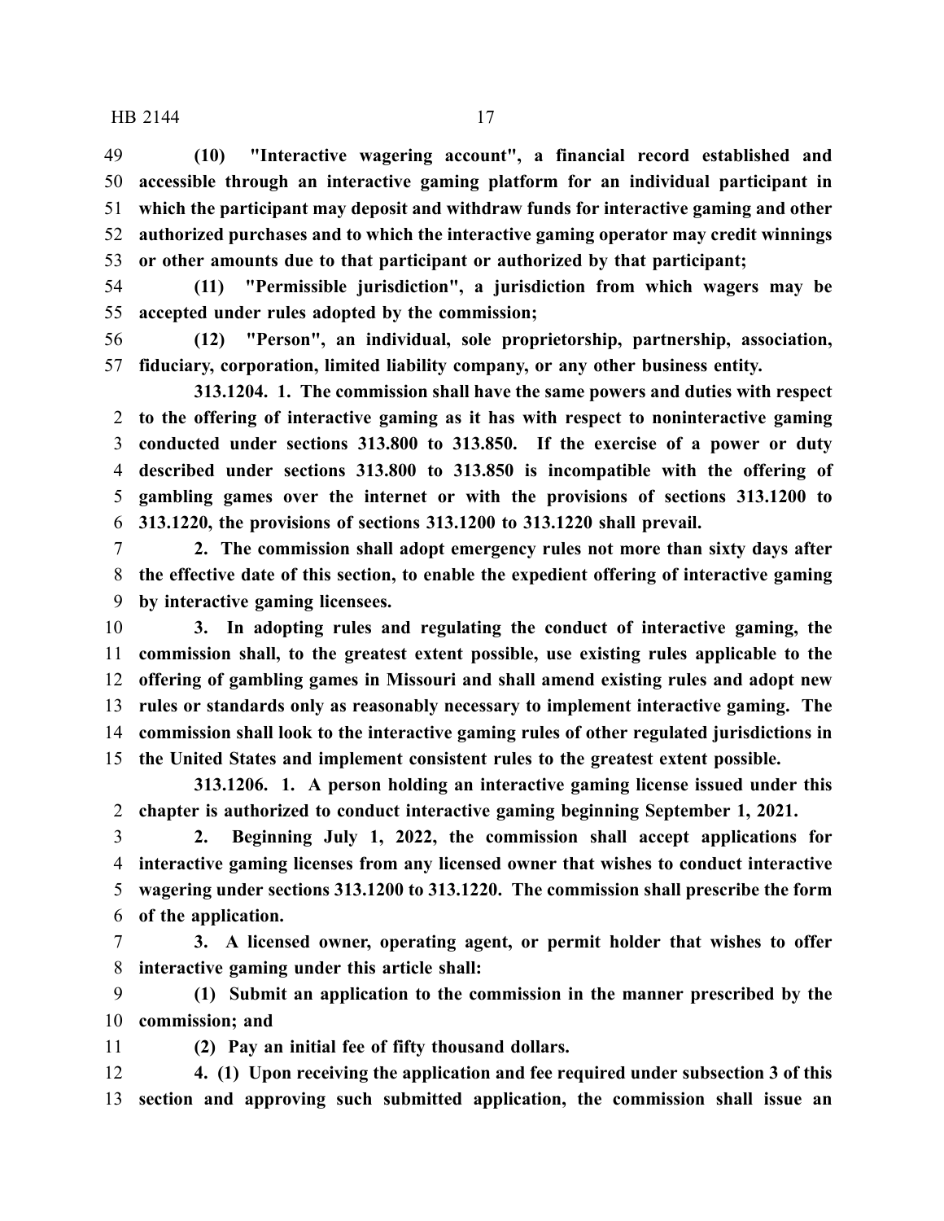**(10) "Interactive wagering account", a financial record established and accessible through an interactive gaming platform for an individual participant in which the participant may deposit and withdraw funds for interactive gaming and other authorized purchases and to which the interactive gaming operator may credit winnings or other amounts due to that participant or authorized by that participant;**

**(11) "Permissible jurisdiction", a jurisdiction from which wagers may be accepted under rules adopted by the commission;**

**(12) "Person", an individual, sole proprietorship, partnership, association, fiduciary, corporation, limited liability company, or any other business entity.**

**313.1204. 1. The commission shall have the same powers and duties with respect to the offering of interactive gaming as it has with respect to noninteractive gaming conducted under sections 313.800 to 313.850. If the exercise of a power or duty described under sections 313.800 to 313.850 is incompatible with the offering of gambling games over the internet or with the provisions of sections 313.1200 to 313.1220, the provisions of sections 313.1200 to 313.1220 shall prevail.**

**2. The commission shall adopt emergency rules not more than sixty days after the effective date of this section, to enable the expedient offering of interactive gaming by interactive gaming licensees.**

**3. In adopting rules and regulating the conduct of interactive gaming, the commission shall, to the greatest extent possible, use existing rules applicable to the offering of gambling games in Missouri and shall amend existing rules and adopt new rules or standards only as reasonably necessary to implement interactive gaming. The commission shall look to the interactive gaming rules of other regulated jurisdictions in the United States and implement consistent rules to the greatest extent possible.**

**313.1206. 1. A person holding an interactive gaming license issued under this chapter is authorized to conduct interactive gaming beginning September 1, 2021.**

**2. Beginning July 1, 2022, the commission shall accept applications for interactive gaming licenses from any licensed owner that wishes to conduct interactive wagering under sections 313.1200 to 313.1220. The commission shall prescribe the form of the application.**

**3. A licensed owner, operating agent, or permit holder that wishes to offer interactive gaming under this article shall:**

**(1) Submit an application to the commission in the manner prescribed by the commission; and**

**(2) Pay an initial fee of fifty thousand dollars.**

**4. (1) Upon receiving the application and fee required under subsection 3 of this section and approving such submitted application, the commission shall issue an**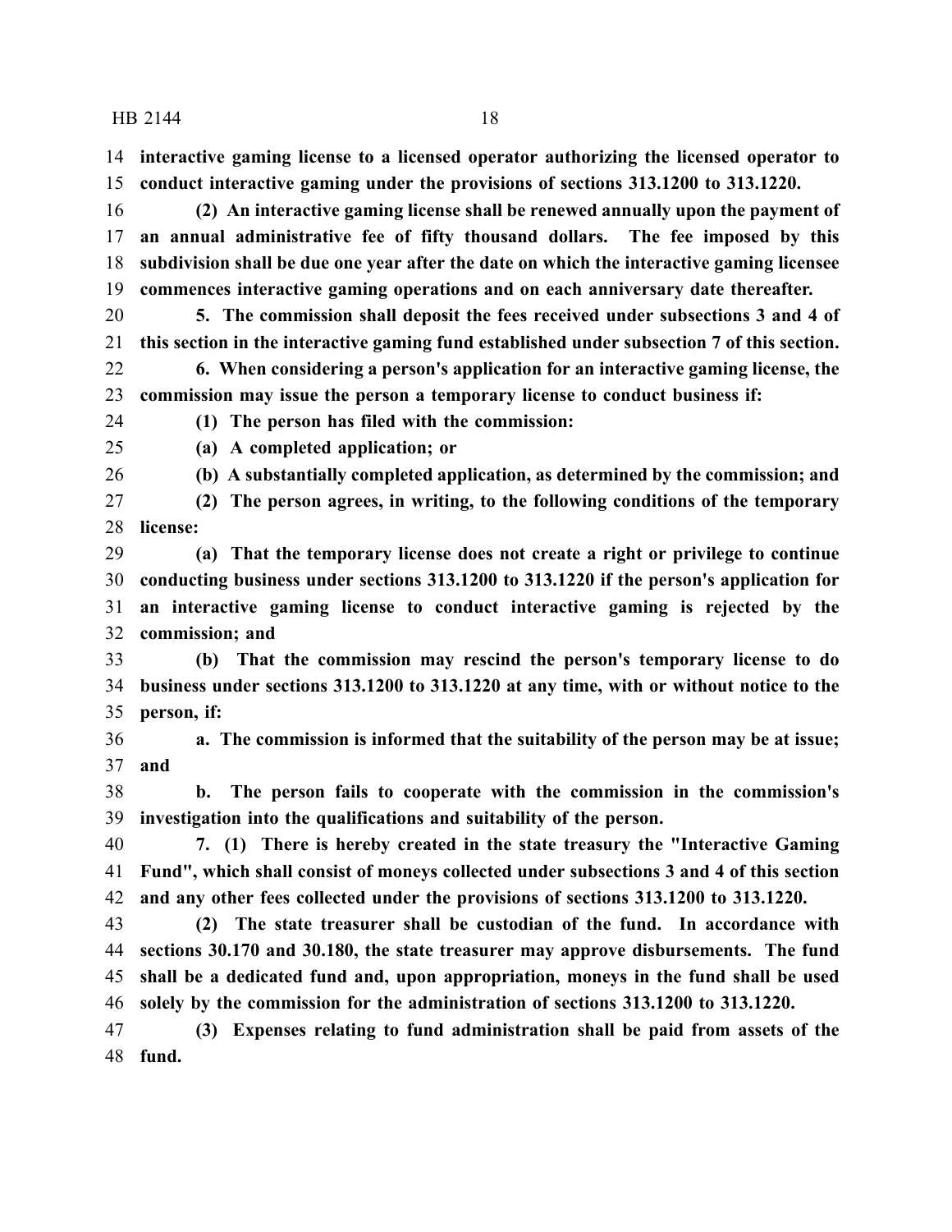**interactive gaming license to a licensed operator authorizing the licensed operator to conduct interactive gaming under the provisions of sections 313.1200 to 313.1220.**

**(2) An interactive gaming license shall be renewed annually upon the payment of an annual administrative fee of fifty thousand dollars. The fee imposed by this subdivision shall be due one year after the date on which the interactive gaming licensee commences interactive gaming operations and on each anniversary date thereafter.**

**5. The commission shall deposit the fees received under subsections 3 and 4 of this section in the interactive gaming fund established under subsection 7 of this section.**

**6. When considering a person's application for an interactive gaming license, the commission may issue the person a temporary license to conduct business if:**

**(1) The person has filed with the commission:**

**(a) A completed application; or**

**(b) A substantially completed application, as determined by the commission; and**

**(2) The person agrees, in writing, to the following conditions of the temporary license:**

**(a) That the temporary license does not create a right or privilege to continue conducting business under sections 313.1200 to 313.1220 if the person's application for an interactive gaming license to conduct interactive gaming is rejected by the commission; and**

**(b) That the commission may rescind the person's temporary license to do business under sections 313.1200 to 313.1220 at any time, with or without notice to the person, if:**

**a. The commission is informed that the suitability of the person may be at issue; and**

**b. The person fails to cooperate with the commission in the commission's investigation into the qualifications and suitability of the person.**

**7. (1) There is hereby created in the state treasury the "Interactive Gaming Fund", which shall consist of moneys collected under subsections 3 and 4 of this section and any other fees collected under the provisions of sections 313.1200 to 313.1220.**

**(2) The state treasurer shall be custodian of the fund. In accordance with sections 30.170 and 30.180, the state treasurer may approve disbursements. The fund shall be a dedicated fund and, upon appropriation, moneys in the fund shall be used solely by the commission for the administration of sections 313.1200 to 313.1220.**

**(3) Expenses relating to fund administration shall be paid from assets of the fund.**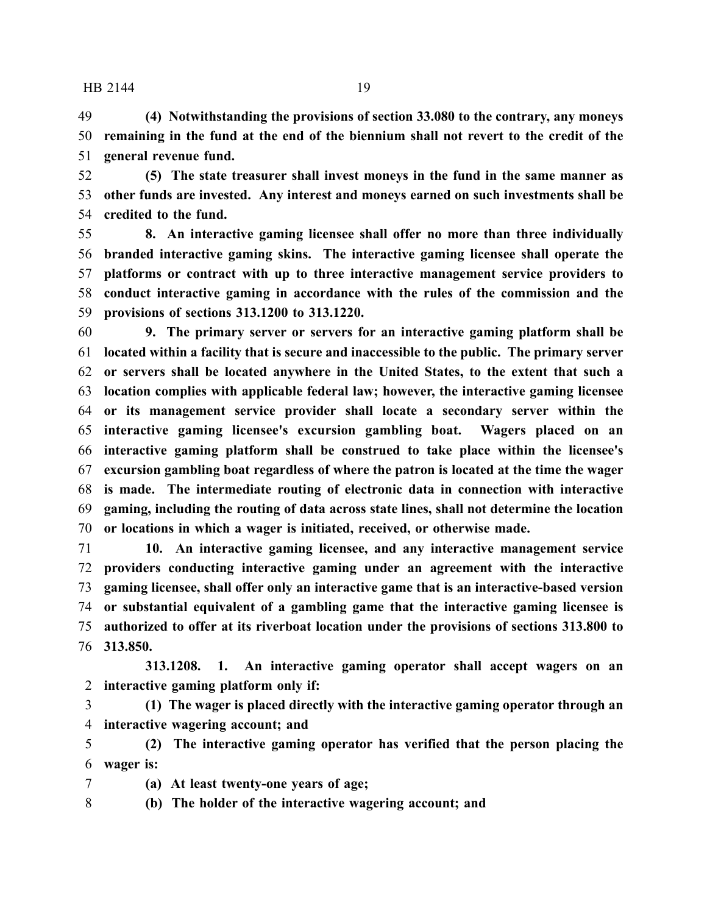**(4) Notwithstanding the provisions of section 33.080 to the contrary, any moneys remaining in the fund at the end of the biennium shall not revert to the credit of the general revenue fund.**

**(5) The state treasurer shall invest moneys in the fund in the same manner as other funds are invested. Any interest and moneys earned on such investments shall be credited to the fund.**

**8. An interactive gaming licensee shall offer no more than three individually branded interactive gaming skins. The interactive gaming licensee shall operate the platforms or contract with up to three interactive management service providers to conduct interactive gaming in accordance with the rules of the commission and the provisions of sections 313.1200 to 313.1220.**

**9. The primary server or servers for an interactive gaming platform shall be located within a facility that is secure and inaccessible to the public. The primary server or servers shall be located anywhere in the United States, to the extent that such a location complies with applicable federal law; however, the interactive gaming licensee or its management service provider shall locate a secondary server within the interactive gaming licensee's excursion gambling boat. Wagers placed on an interactive gaming platform shall be construed to take place within the licensee's excursion gambling boat regardless of where the patron is located at the time the wager is made. The intermediate routing of electronic data in connection with interactive gaming, including the routing of data across state lines, shall not determine the location or locations in which a wager is initiated, received, or otherwise made.**

**10. An interactive gaming licensee, and any interactive management service providers conducting interactive gaming under an agreement with the interactive gaming licensee, shall offer only an interactive game that is an interactive-based version or substantial equivalent of a gambling game that the interactive gaming licensee is authorized to offer at its riverboat location under the provisions of sections 313.800 to 313.850.**

**313.1208. 1. An interactive gaming operator shall accept wagers on an interactive gaming platform only if:**

**(1) The wager is placed directly with the interactive gaming operator through an interactive wagering account; and**

**(2) The interactive gaming operator has verified that the person placing the wager is:**

**(a) At least twenty-one years of age;**

**(b) The holder of the interactive wagering account; and**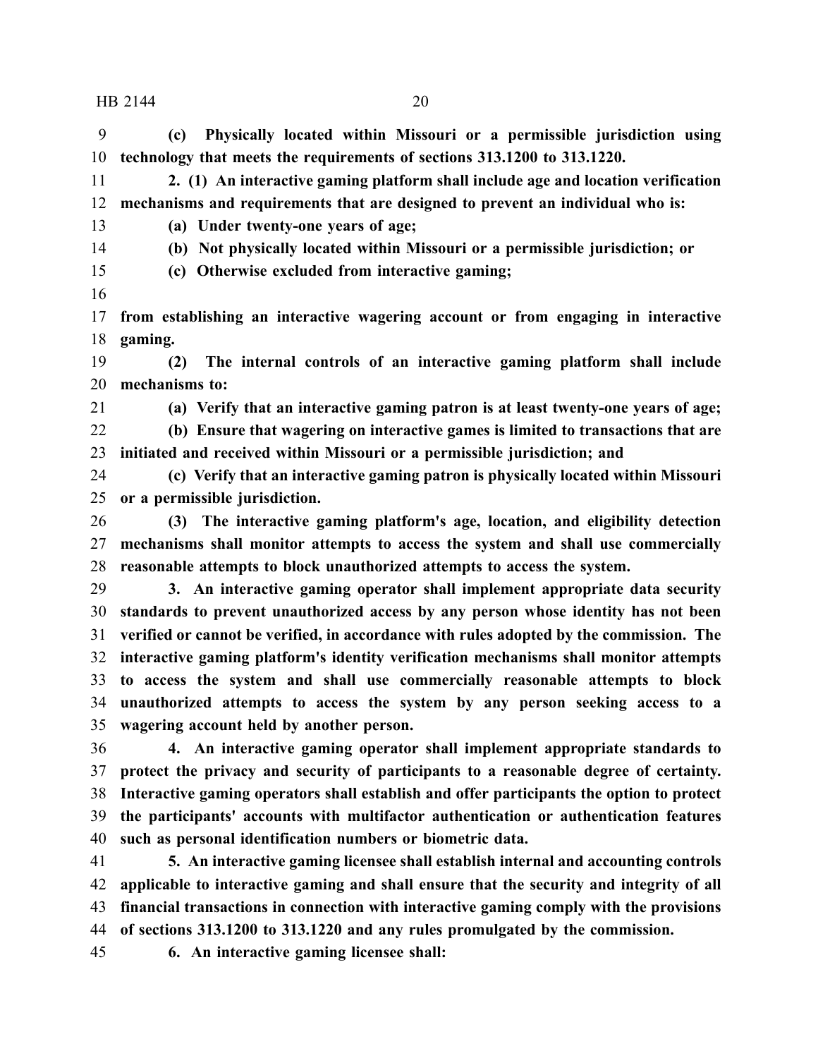**(c) Physically located within Missouri or a permissible jurisdiction using technology that meets the requirements of sections 313.1200 to 313.1220.**

**2. (1) An interactive gaming platform shall include age and location verification mechanisms and requirements that are designed to prevent an individual who is:**

**(a) Under twenty-one years of age;**

**(b) Not physically located within Missouri or a permissible jurisdiction; or**

**(c) Otherwise excluded from interactive gaming;**

**from establishing an interactive wagering account or from engaging in interactive gaming.**

**(2) The internal controls of an interactive gaming platform shall include mechanisms to:**

**(a) Verify that an interactive gaming patron is at least twenty-one years of age;**

**(b) Ensure that wagering on interactive games is limited to transactions that are initiated and received within Missouri or a permissible jurisdiction; and**

**(c) Verify that an interactive gaming patron is physically located within Missouri or a permissible jurisdiction.**

**(3) The interactive gaming platform's age, location, and eligibility detection mechanisms shall monitor attempts to access the system and shall use commercially reasonable attempts to block unauthorized attempts to access the system.**

**3. An interactive gaming operator shall implement appropriate data security standards to prevent unauthorized access by any person whose identity has not been verified or cannot be verified, in accordance with rules adopted by the commission. The interactive gaming platform's identity verification mechanisms shall monitor attempts to access the system and shall use commercially reasonable attempts to block unauthorized attempts to access the system by any person seeking access to a wagering account held by another person.**

**4. An interactive gaming operator shall implement appropriate standards to protect the privacy and security of participants to a reasonable degree of certainty. Interactive gaming operators shall establish and offer participants the option to protect the participants' accounts with multifactor authentication or authentication features such as personal identification numbers or biometric data.**

**5. An interactive gaming licensee shall establish internal and accounting controls applicable to interactive gaming and shall ensure that the security and integrity of all financial transactions in connection with interactive gaming comply with the provisions of sections 313.1200 to 313.1220 and any rules promulgated by the commission.**

**6. An interactive gaming licensee shall:**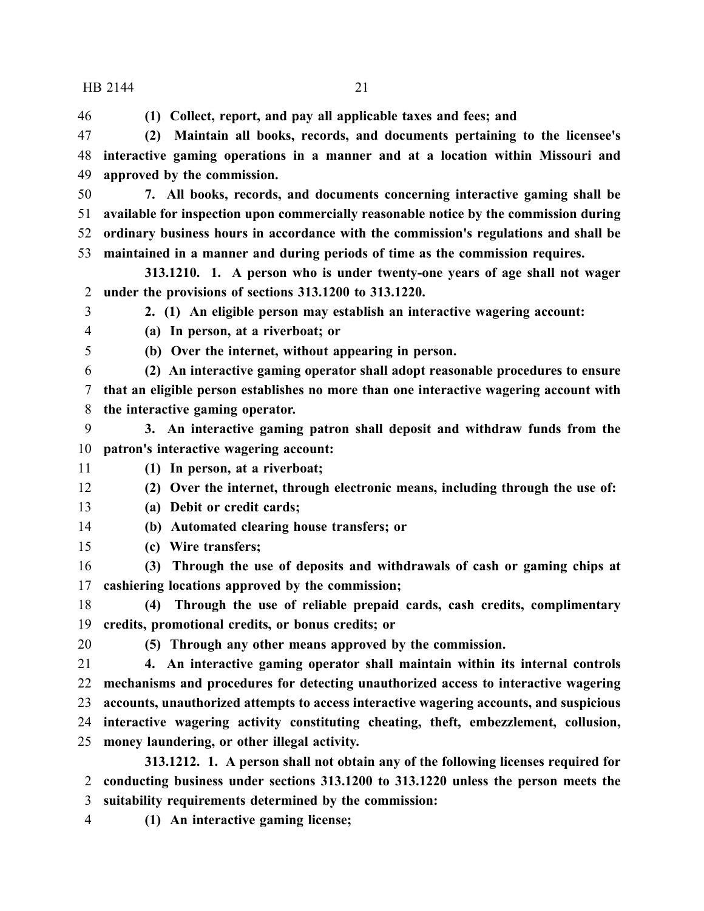**(1) Collect, report, and pay all applicable taxes and fees; and**

**(2) Maintain all books, records, and documents pertaining to the licensee's interactive gaming operations in a manner and at a location within Missouri and approved by the commission.**

**7. All books, records, and documents concerning interactive gaming shall be available for inspection upon commercially reasonable notice by the commission during ordinary business hours in accordance with the commission's regulations and shall be maintained in a manner and during periods of time as the commission requires.**

**313.1210. 1. A person who is under twenty-one years of age shall not wager under the provisions of sections 313.1200 to 313.1220.**

**2. (1) An eligible person may establish an interactive wagering account:**

**(a) In person, at a riverboat; or**

**(b) Over the internet, without appearing in person.**

**(2) An interactive gaming operator shall adopt reasonable procedures to ensure that an eligible person establishes no more than one interactive wagering account with the interactive gaming operator.**

**3. An interactive gaming patron shall deposit and withdraw funds from the patron's interactive wagering account:**

**(1) In person, at a riverboat;**

**(2) Over the internet, through electronic means, including through the use of:**

**(a) Debit or credit cards;**

**(b) Automated clearing house transfers; or**

**(c) Wire transfers;**

**(3) Through the use of deposits and withdrawals of cash or gaming chips at cashiering locations approved by the commission;**

**(4) Through the use of reliable prepaid cards, cash credits, complimentary credits, promotional credits, or bonus credits; or**

**(5) Through any other means approved by the commission.**

**4. An interactive gaming operator shall maintain within its internal controls mechanisms and procedures for detecting unauthorized access to interactive wagering accounts, unauthorized attempts to access interactive wagering accounts, and suspicious interactive wagering activity constituting cheating, theft, embezzlement, collusion, money laundering, or other illegal activity.**

**313.1212. 1. A person shall not obtain any of the following licenses required for conducting business under sections 313.1200 to 313.1220 unless the person meets the suitability requirements determined by the commission:**

**(1) An interactive gaming license;**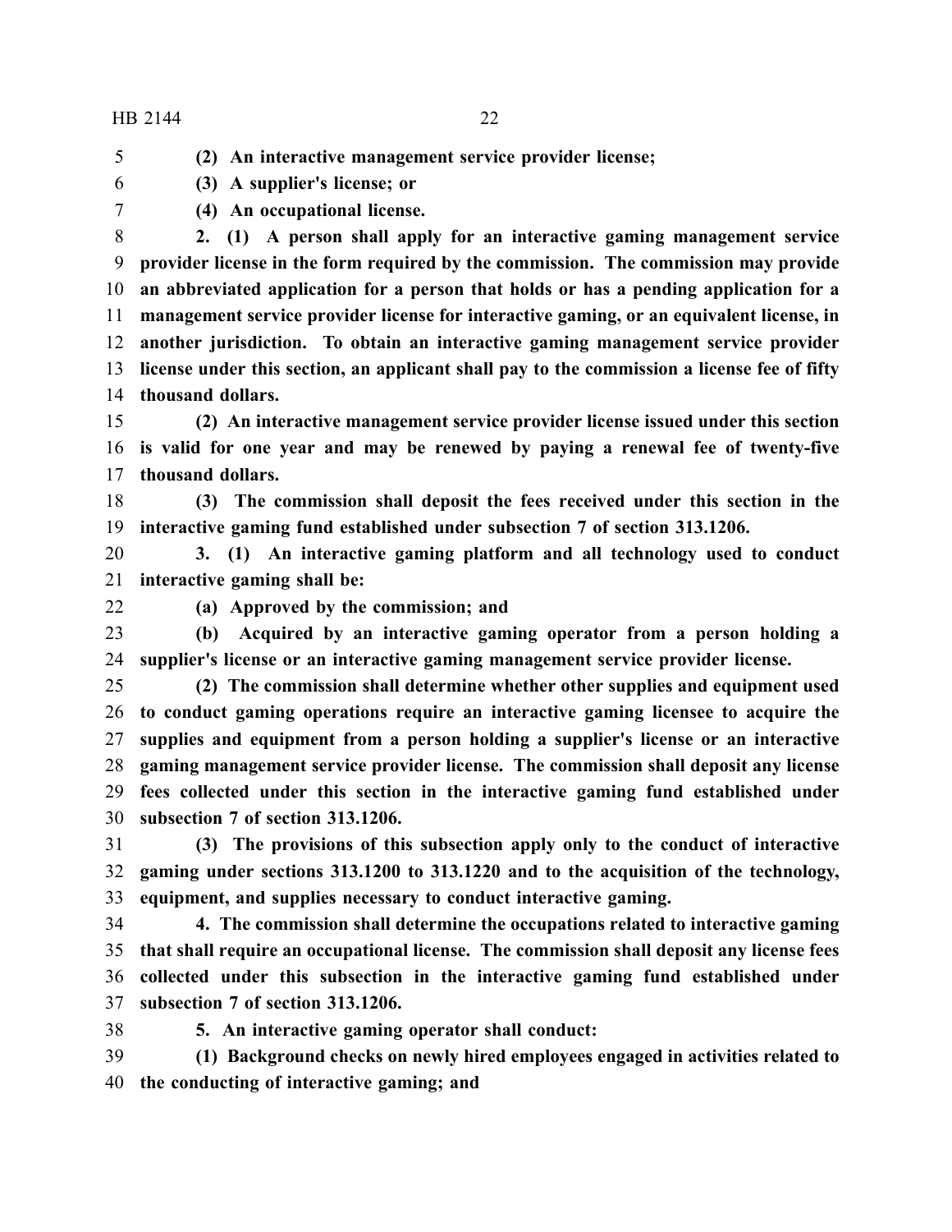**(2) An interactive management service provider license;**

**(3) A supplier's license; or**

**(4) An occupational license.**

**2. (1) A person shall apply for an interactive gaming management service provider license in the form required by the commission. The commission may provide an abbreviated application for a person that holds or has a pending application for a management service provider license for interactive gaming, or an equivalent license, in another jurisdiction. To obtain an interactive gaming management service provider license under this section, an applicant shall pay to the commission a license fee of fifty thousand dollars.**

**(2) An interactive management service provider license issued under this section is valid for one year and may be renewed by paying a renewal fee of twenty-five thousand dollars.**

**(3) The commission shall deposit the fees received under this section in the interactive gaming fund established under subsection 7 of section 313.1206.**

**3. (1) An interactive gaming platform and all technology used to conduct interactive gaming shall be:**

**(a) Approved by the commission; and**

**(b) Acquired by an interactive gaming operator from a person holding a supplier's license or an interactive gaming management service provider license.**

**(2) The commission shall determine whether other supplies and equipment used to conduct gaming operations require an interactive gaming licensee to acquire the supplies and equipment from a person holding a supplier's license or an interactive gaming management service provider license. The commission shall deposit any license fees collected under this section in the interactive gaming fund established under subsection 7 of section 313.1206.**

**(3) The provisions of this subsection apply only to the conduct of interactive gaming under sections 313.1200 to 313.1220 and to the acquisition of the technology, equipment, and supplies necessary to conduct interactive gaming.**

**4. The commission shall determine the occupations related to interactive gaming that shall require an occupational license. The commission shall deposit any license fees collected under this subsection in the interactive gaming fund established under subsection 7 of section 313.1206.**

**5. An interactive gaming operator shall conduct:**

**(1) Background checks on newly hired employees engaged in activities related to the conducting of interactive gaming; and**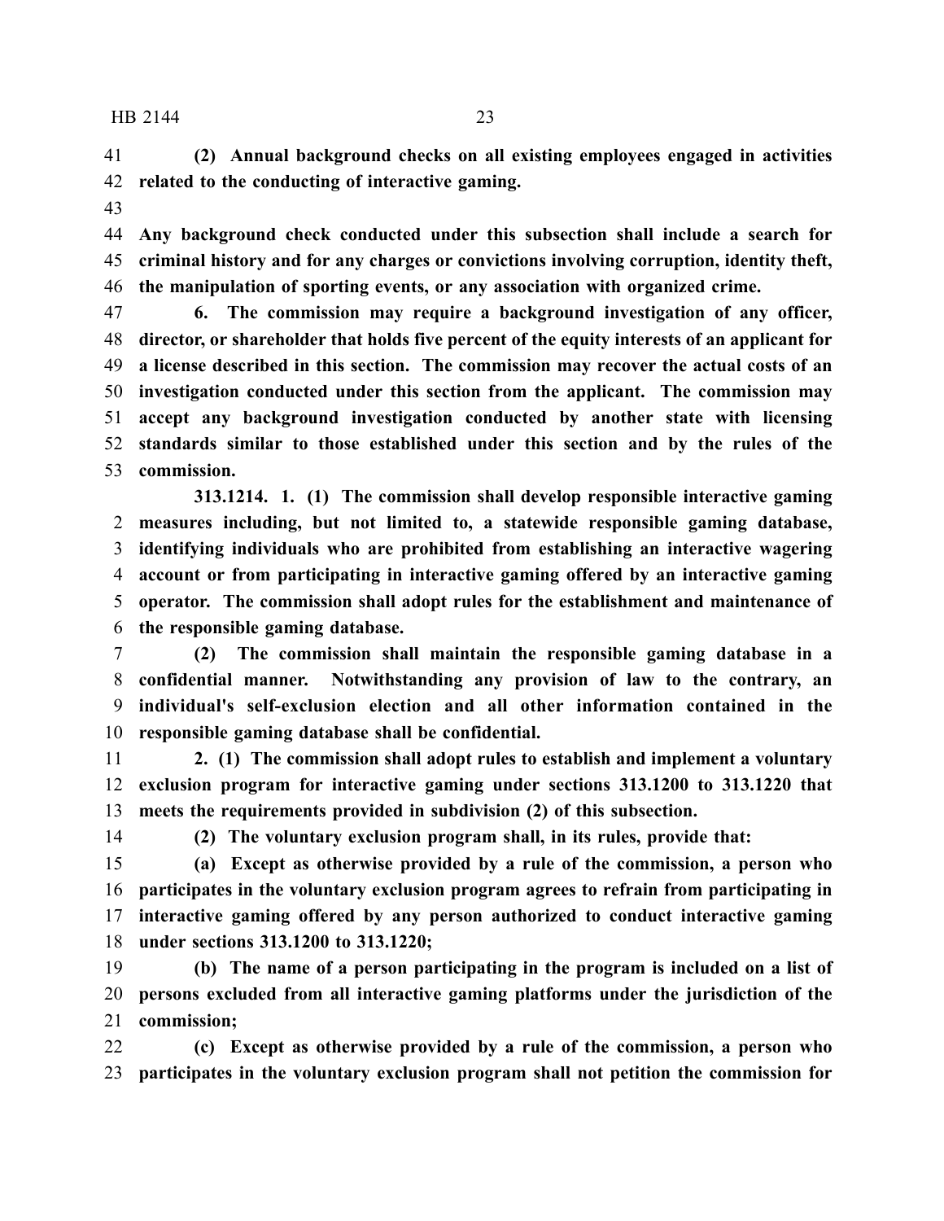**(2) Annual background checks on all existing employees engaged in activities related to the conducting of interactive gaming.**

**Any background check conducted under this subsection shall include a search for criminal history and for any charges or convictions involving corruption, identity theft, the manipulation of sporting events, or any association with organized crime.**

**6. The commission may require a background investigation of any officer, director, or shareholder that holds five percent of the equity interests of an applicant for a license described in this section. The commission may recover the actual costs of an investigation conducted under this section from the applicant. The commission may accept any background investigation conducted by another state with licensing standards similar to those established under this section and by the rules of the commission.**

**313.1214. 1. (1) The commission shall develop responsible interactive gaming measures including, but not limited to, a statewide responsible gaming database, identifying individuals who are prohibited from establishing an interactive wagering account or from participating in interactive gaming offered by an interactive gaming operator. The commission shall adopt rules for the establishment and maintenance of the responsible gaming database.**

**(2) The commission shall maintain the responsible gaming database in a confidential manner. Notwithstanding any provision of law to the contrary, an individual's self-exclusion election and all other information contained in the responsible gaming database shall be confidential.**

**2. (1) The commission shall adopt rules to establish and implement a voluntary exclusion program for interactive gaming under sections 313.1200 to 313.1220 that meets the requirements provided in subdivision (2) of this subsection.**

**(2) The voluntary exclusion program shall, in its rules, provide that:**

**(a) Except as otherwise provided by a rule of the commission, a person who participates in the voluntary exclusion program agrees to refrain from participating in interactive gaming offered by any person authorized to conduct interactive gaming under sections 313.1200 to 313.1220;**

**(b) The name of a person participating in the program is included on a list of persons excluded from all interactive gaming platforms under the jurisdiction of the commission;**

**(c) Except as otherwise provided by a rule of the commission, a person who participates in the voluntary exclusion program shall not petition the commission for**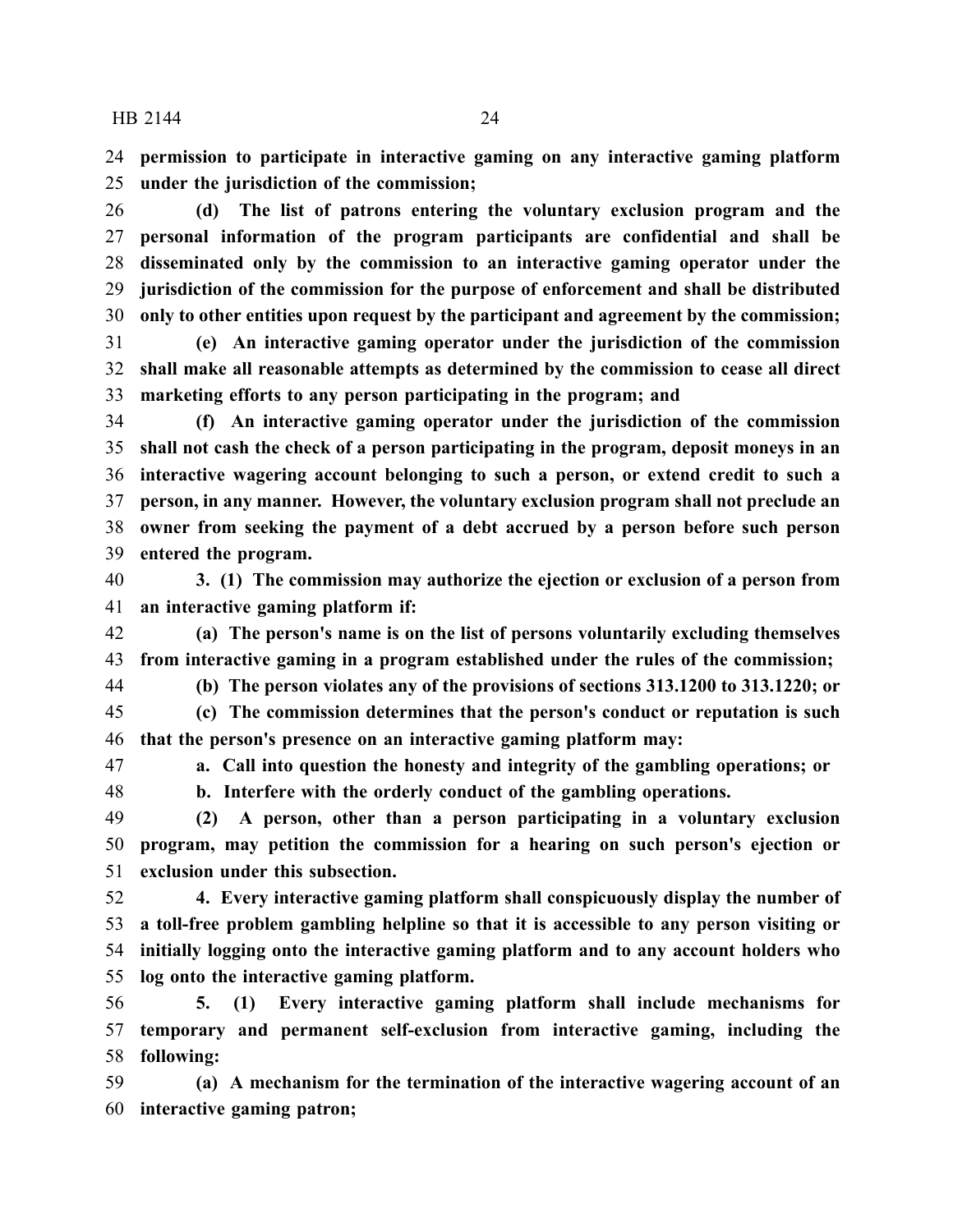**permission to participate in interactive gaming on any interactive gaming platform under the jurisdiction of the commission;**

**(d) The list of patrons entering the voluntary exclusion program and the personal information of the program participants are confidential and shall be disseminated only by the commission to an interactive gaming operator under the jurisdiction of the commission for the purpose of enforcement and shall be distributed only to other entities upon request by the participant and agreement by the commission;**

**(e) An interactive gaming operator under the jurisdiction of the commission shall make all reasonable attempts as determined by the commission to cease all direct marketing efforts to any person participating in the program; and**

**(f) An interactive gaming operator under the jurisdiction of the commission shall not cash the check of a person participating in the program, deposit moneys in an interactive wagering account belonging to such a person, or extend credit to such a person, in any manner. However, the voluntary exclusion program shall not preclude an owner from seeking the payment of a debt accrued by a person before such person entered the program.**

**3. (1) The commission may authorize the ejection or exclusion of a person from an interactive gaming platform if:**

**(a) The person's name is on the list of persons voluntarily excluding themselves from interactive gaming in a program established under the rules of the commission;**

**(b) The person violates any of the provisions of sections 313.1200 to 313.1220; or**

**(c) The commission determines that the person's conduct or reputation is such that the person's presence on an interactive gaming platform may:**

**a. Call into question the honesty and integrity of the gambling operations; or**

**b. Interfere with the orderly conduct of the gambling operations.**

**(2) A person, other than a person participating in a voluntary exclusion program, may petition the commission for a hearing on such person's ejection or exclusion under this subsection.**

**4. Every interactive gaming platform shall conspicuously display the number of a toll-free problem gambling helpline so that it is accessible to any person visiting or initially logging onto the interactive gaming platform and to any account holders who log onto the interactive gaming platform.**

**5. (1) Every interactive gaming platform shall include mechanisms for temporary and permanent self-exclusion from interactive gaming, including the following:**

**(a) A mechanism for the termination of the interactive wagering account of an interactive gaming patron;**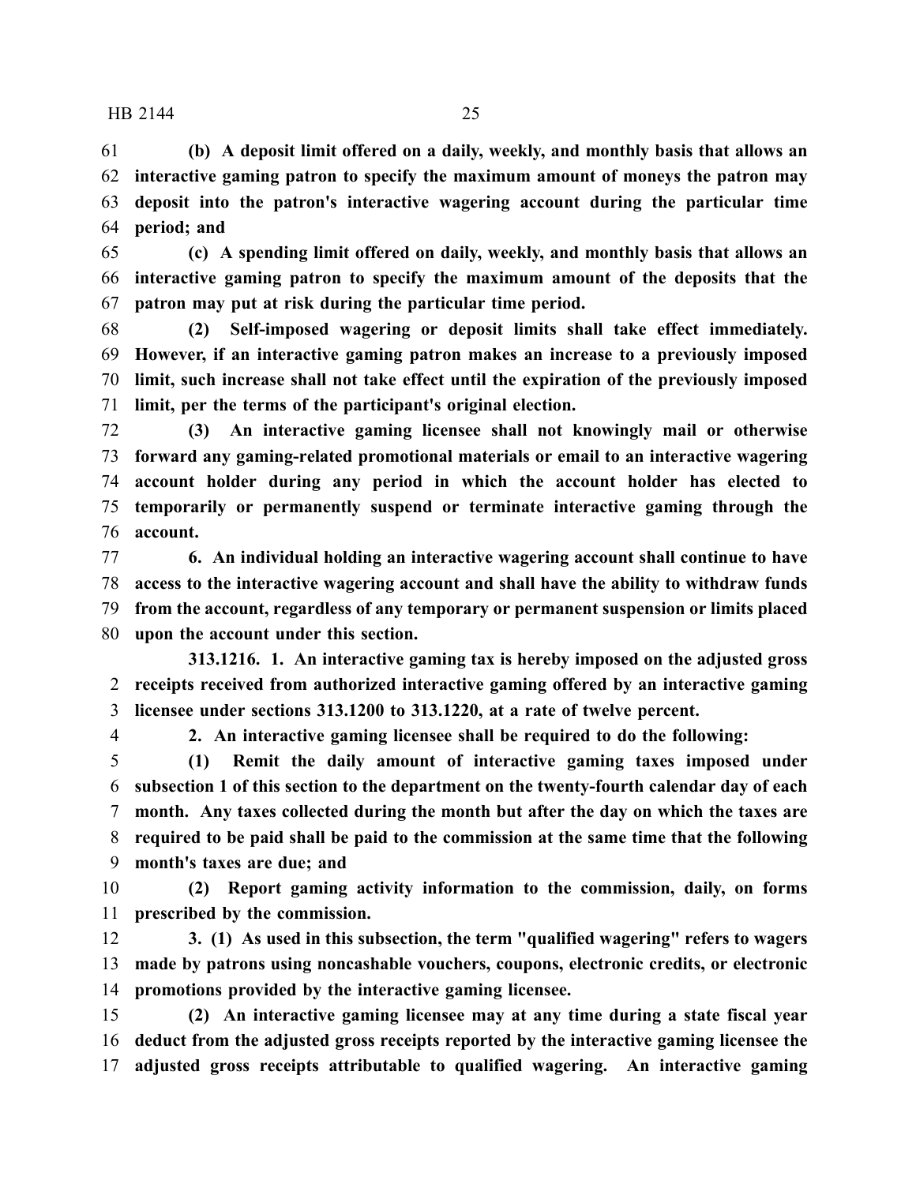**(b) A deposit limit offered on a daily, weekly, and monthly basis that allows an interactive gaming patron to specify the maximum amount of moneys the patron may deposit into the patron's interactive wagering account during the particular time period; and**

**(c) A spending limit offered on daily, weekly, and monthly basis that allows an interactive gaming patron to specify the maximum amount of the deposits that the patron may put at risk during the particular time period.**

**(2) Self-imposed wagering or deposit limits shall take effect immediately. However, if an interactive gaming patron makes an increase to a previously imposed limit, such increase shall not take effect until the expiration of the previously imposed limit, per the terms of the participant's original election.**

**(3) An interactive gaming licensee shall not knowingly mail or otherwise forward any gaming-related promotional materials or email to an interactive wagering account holder during any period in which the account holder has elected to temporarily or permanently suspend or terminate interactive gaming through the account.**

**6. An individual holding an interactive wagering account shall continue to have access to the interactive wagering account and shall have the ability to withdraw funds from the account, regardless of any temporary or permanent suspension or limits placed upon the account under this section.**

**313.1216. 1. An interactive gaming tax is hereby imposed on the adjusted gross receipts received from authorized interactive gaming offered by an interactive gaming licensee under sections 313.1200 to 313.1220, at a rate of twelve percent.**

**2. An interactive gaming licensee shall be required to do the following:**

**(1) Remit the daily amount of interactive gaming taxes imposed under subsection 1 of this section to the department on the twenty-fourth calendar day of each month. Any taxes collected during the month but after the day on which the taxes are required to be paid shall be paid to the commission at the same time that the following month's taxes are due; and**

**(2) Report gaming activity information to the commission, daily, on forms prescribed by the commission.**

**3. (1) As used in this subsection, the term "qualified wagering" refers to wagers made by patrons using noncashable vouchers, coupons, electronic credits, or electronic promotions provided by the interactive gaming licensee.**

**(2) An interactive gaming licensee may at any time during a state fiscal year deduct from the adjusted gross receipts reported by the interactive gaming licensee the adjusted gross receipts attributable to qualified wagering. An interactive gaming**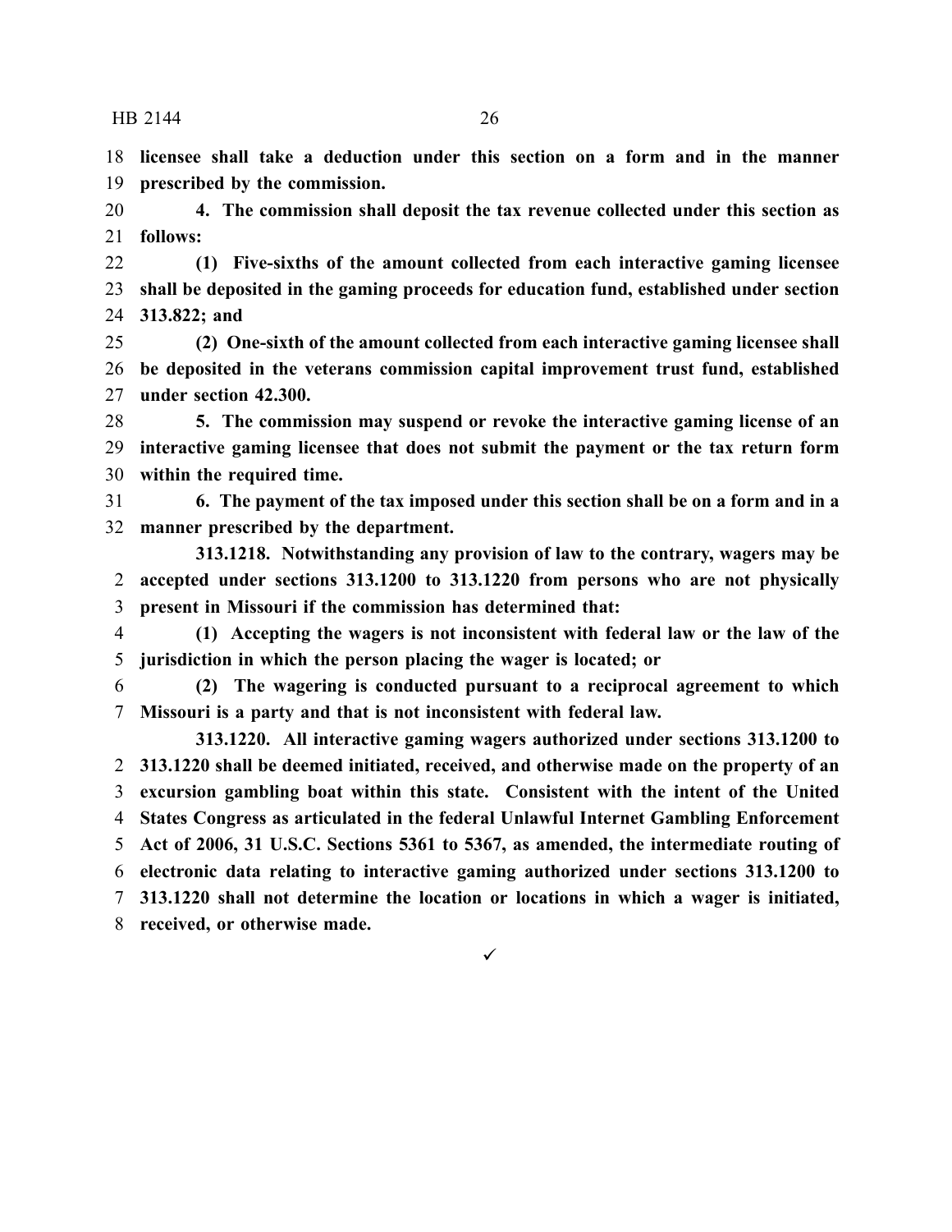**licensee shall take a deduction under this section on a form and in the manner prescribed by the commission.**

**4. The commission shall deposit the tax revenue collected under this section as follows:**

**(1) Five-sixths of the amount collected from each interactive gaming licensee shall be deposited in the gaming proceeds for education fund, established under section 313.822; and**

**(2) One-sixth of the amount collected from each interactive gaming licensee shall be deposited in the veterans commission capital improvement trust fund, established under section 42.300.**

**5. The commission may suspend or revoke the interactive gaming license of an interactive gaming licensee that does not submit the payment or the tax return form within the required time.**

**6. The payment of the tax imposed under this section shall be on a form and in a manner prescribed by the department.**

**313.1218. Notwithstanding any provision of law to the contrary, wagers may be accepted under sections 313.1200 to 313.1220 from persons who are not physically present in Missouri if the commission has determined that:**

**(1) Accepting the wagers is not inconsistent with federal law or the law of the jurisdiction in which the person placing the wager is located; or**

**(2) The wagering is conducted pursuant to a reciprocal agreement to which Missouri is a party and that is not inconsistent with federal law.**

**313.1220. All interactive gaming wagers authorized under sections 313.1200 to 313.1220 shall be deemed initiated, received, and otherwise made on the property of an excursion gambling boat within this state. Consistent with the intent of the United States Congress as articulated in the federal Unlawful Internet Gambling Enforcement Act of 2006, 31 U.S.C. Sections 5361 to 5367, as amended, the intermediate routing of electronic data relating to interactive gaming authorized under sections 313.1200 to 313.1220 shall not determine the location or locations in which a wager is initiated, received, or otherwise made.**

✓